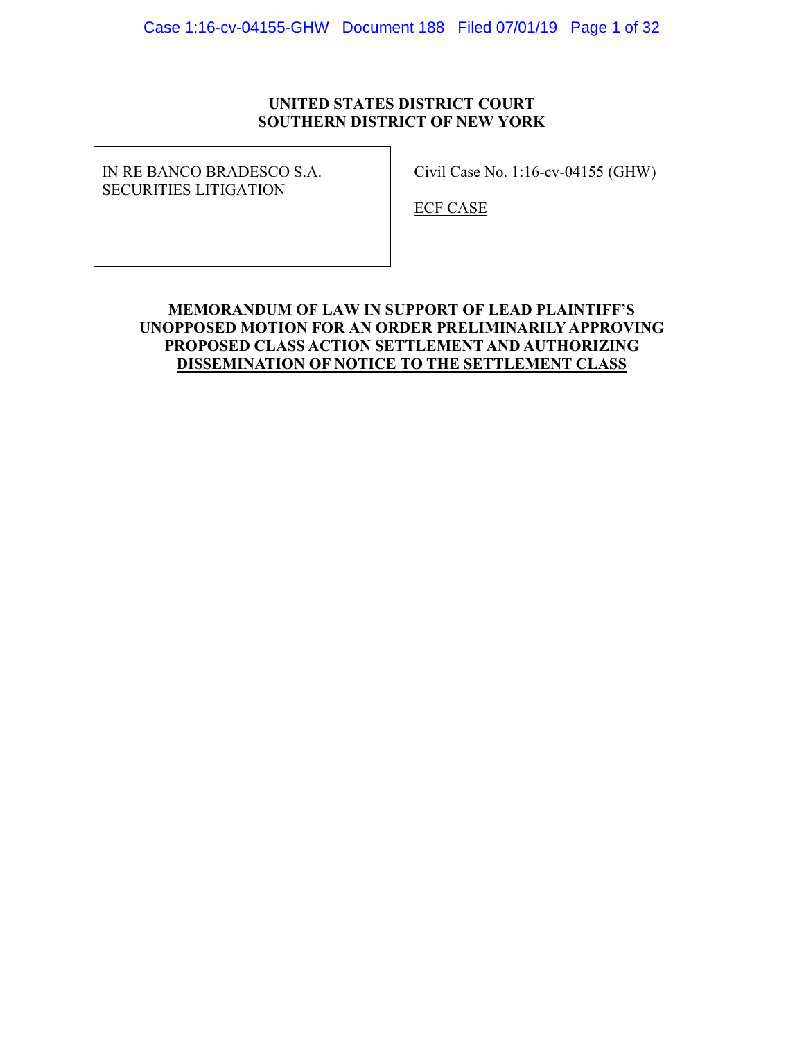**UNITED STATES DISTRICT COURT**
**SOUTHERN DISTRICT OF NEW YORK**

| | |
|---|---|
| IN RE BANCO BRADESCO S.A. SECURITIES LITIGATION | Civil Case No. 1:16-cv-04155 (GHW) <br><br> ECF CASE |

**MEMORANDUM OF LAW IN SUPPORT OF LEAD PLAINTIFF'S UNOPPOSED MOTION FOR AN ORDER PRELIMINARILY APPROVING PROPOSED CLASS ACTION SETTLEMENT AND AUTHORIZING DISSEMINATION OF NOTICE TO THE SETTLEMENT CLASS**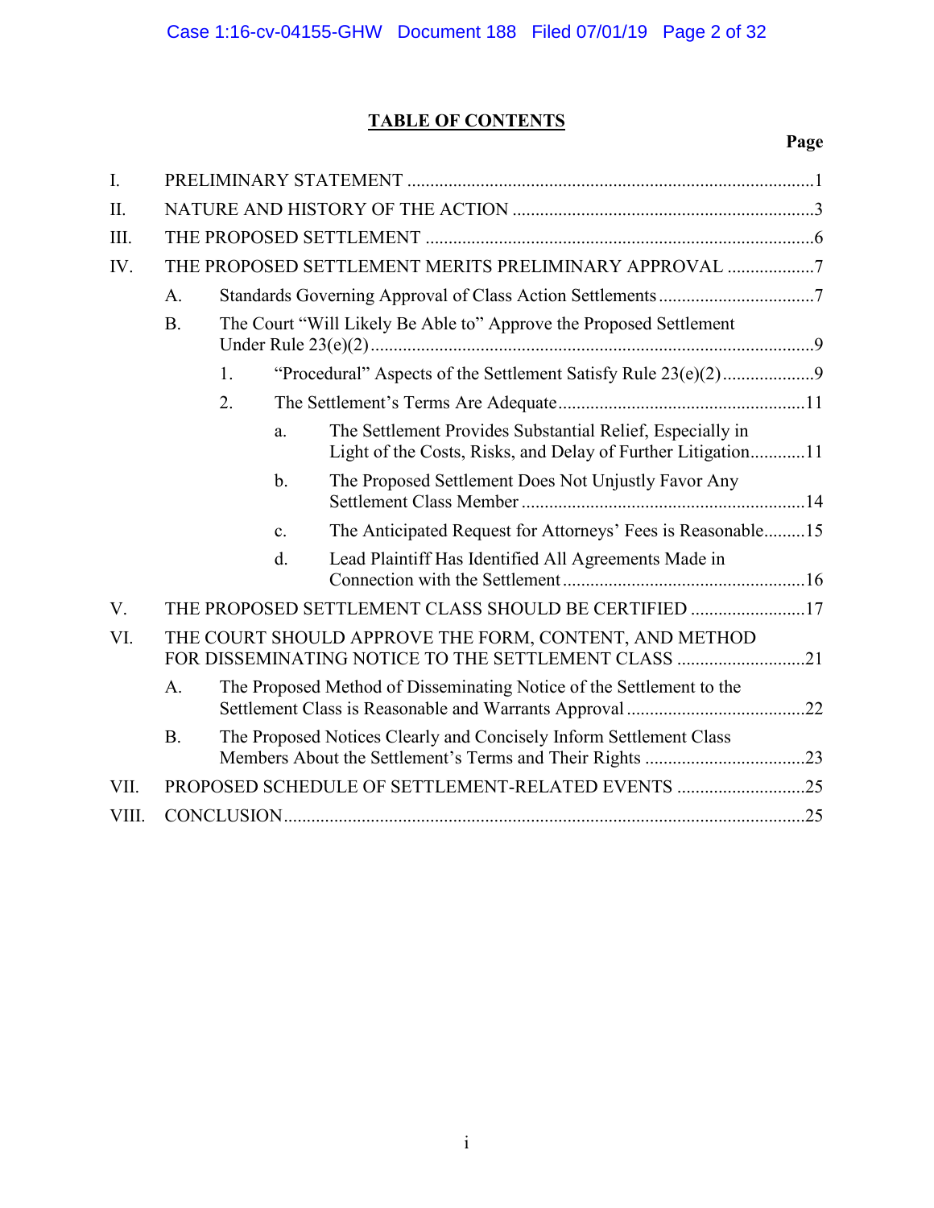# TABLE OF CONTENTS

**Page**

I. PRELIMINARY STATEMENT ....................................................................................1

II. NATURE AND HISTORY OF THE ACTION ..............................................................3

III. THE PROPOSED SETTLEMENT ..............................................................................6

IV. THE PROPOSED SETTLEMENT MERITS PRELIMINARY APPROVAL ..................7

- A. Standards Governing Approval of Class Action Settlements ..................................7
- B. The Court "Will Likely Be Able to" Approve the Proposed Settlement Under Rule 23(e)(2) ..........................................................................................9
  - 1. "Procedural" Aspects of the Settlement Satisfy Rule 23(e)(2) ....................9
  - 2. The Settlement's Terms Are Adequate ......................................................11
    - a. The Settlement Provides Substantial Relief, Especially in Light of the Costs, Risks, and Delay of Further Litigation............11
    - b. The Proposed Settlement Does Not Unjustly Favor Any Settlement Class Member ..............................................................14
    - c. The Anticipated Request for Attorneys' Fees is Reasonable.........15
    - d. Lead Plaintiff Has Identified All Agreements Made in Connection with the Settlement ....................................................16

V. THE PROPOSED SETTLEMENT CLASS SHOULD BE CERTIFIED .........................17

VI. THE COURT SHOULD APPROVE THE FORM, CONTENT, AND METHOD FOR DISSEMINATING NOTICE TO THE SETTLEMENT CLASS ............................21

- A. The Proposed Method of Disseminating Notice of the Settlement to the Settlement Class is Reasonable and Warrants Approval .......................................22
- B. The Proposed Notices Clearly and Concisely Inform Settlement Class Members About the Settlement's Terms and Their Rights ...................................23

VII. PROPOSED SCHEDULE OF SETTLEMENT-RELATED EVENTS ............................25

VIII. CONCLUSION.................................................................................................25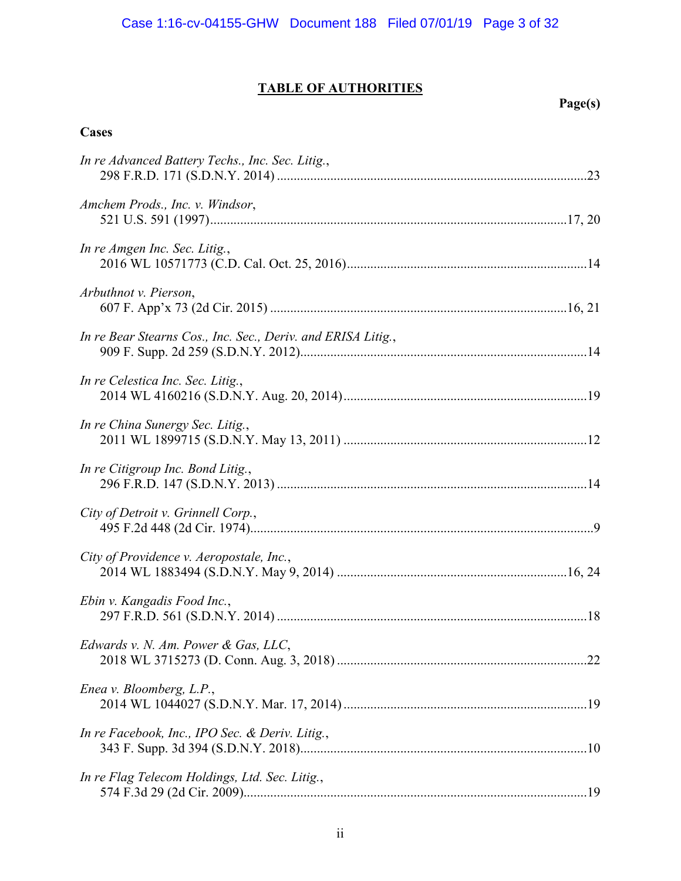# TABLE OF AUTHORITIES

**Page(s)**

**Cases**

*In re Advanced Battery Techs., Inc. Sec. Litig.*,
298 F.R.D. 171 (S.D.N.Y. 2014) ....................................................................................23

*Amchem Prods., Inc. v. Windsor*,
521 U.S. 591 (1997)....................................................................................................17, 20

*In re Amgen Inc. Sec. Litig.*,
2016 WL 10571773 (C.D. Cal. Oct. 25, 2016).................................................................14

*Arbuthnot v. Pierson*,
607 F. App'x 73 (2d Cir. 2015) ...................................................................................16, 21

*In re Bear Stearns Cos., Inc. Sec., Deriv. and ERISA Litig.*,
909 F. Supp. 2d 259 (S.D.N.Y. 2012)...............................................................................14

*In re Celestica Inc. Sec. Litig.*,
2014 WL 4160216 (S.D.N.Y. Aug. 20, 2014)..................................................................19

*In re China Sunergy Sec. Litig.*,
2011 WL 1899715 (S.D.N.Y. May 13, 2011) ..................................................................12

*In re Citigroup Inc. Bond Litig.*,
296 F.R.D. 147 (S.D.N.Y. 2013) ......................................................................................14

*City of Detroit v. Grinnell Corp.*,
495 F.2d 448 (2d Cir. 1974)................................................................................................9

*City of Providence v. Aeropostale, Inc.*,
2014 WL 1883494 (S.D.N.Y. May 9, 2014) ................................................................16, 24

*Ebin v. Kangadis Food Inc.*,
297 F.R.D. 561 (S.D.N.Y. 2014) ......................................................................................18

*Edwards v. N. Am. Power & Gas, LLC*,
2018 WL 3715273 (D. Conn. Aug. 3, 2018) .....................................................................22

*Enea v. Bloomberg, L.P.*,
2014 WL 1044027 (S.D.N.Y. Mar. 17, 2014) ...................................................................19

*In re Facebook, Inc., IPO Sec. & Deriv. Litig.*,
343 F. Supp. 3d 394 (S.D.N.Y. 2018)...............................................................................10

*In re Flag Telecom Holdings, Ltd. Sec. Litig.*,
574 F.3d 29 (2d Cir. 2009).................................................................................................19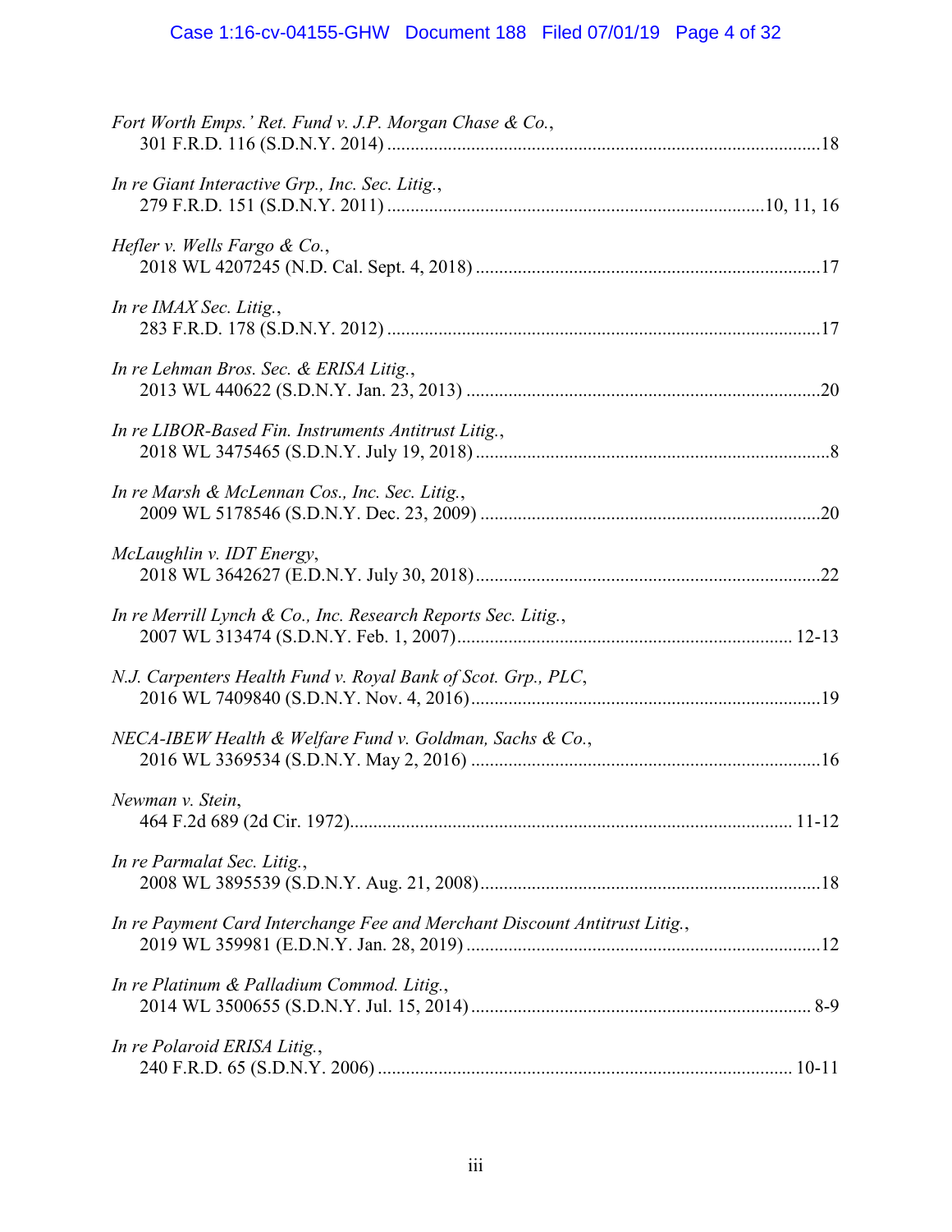*Fort Worth Emps.' Ret. Fund v. J.P. Morgan Chase & Co.*,
301 F.R.D. 116 (S.D.N.Y. 2014) ....................................................................................18

*In re Giant Interactive Grp., Inc. Sec. Litig.*,
279 F.R.D. 151 (S.D.N.Y. 2011) ....................................................................................10, 11, 16

*Hefler v. Wells Fargo & Co.*,
2018 WL 4207245 (N.D. Cal. Sept. 4, 2018) ....................................................................17

*In re IMAX Sec. Litig.*,
283 F.R.D. 178 (S.D.N.Y. 2012) ....................................................................................17

*In re Lehman Bros. Sec. & ERISA Litig.*,
2013 WL 440622 (S.D.N.Y. Jan. 23, 2013) ....................................................................20

*In re LIBOR-Based Fin. Instruments Antitrust Litig.*,
2018 WL 3475465 (S.D.N.Y. July 19, 2018) ....................................................................8

*In re Marsh & McLennan Cos., Inc. Sec. Litig.*,
2009 WL 5178546 (S.D.N.Y. Dec. 23, 2009) ....................................................................20

*McLaughlin v. IDT Energy*,
2018 WL 3642627 (E.D.N.Y. July 30, 2018) ....................................................................22

*In re Merrill Lynch & Co., Inc. Research Reports Sec. Litig.*,
2007 WL 313474 (S.D.N.Y. Feb. 1, 2007) ....................................................................12-13

*N.J. Carpenters Health Fund v. Royal Bank of Scot. Grp., PLC*,
2016 WL 7409840 (S.D.N.Y. Nov. 4, 2016) ....................................................................19

*NECA-IBEW Health & Welfare Fund v. Goldman, Sachs & Co.*,
2016 WL 3369534 (S.D.N.Y. May 2, 2016) ....................................................................16

*Newman v. Stein*,
464 F.2d 689 (2d Cir. 1972) ....................................................................................11-12

*In re Parmalat Sec. Litig.*,
2008 WL 3895539 (S.D.N.Y. Aug. 21, 2008) ....................................................................18

*In re Payment Card Interchange Fee and Merchant Discount Antitrust Litig.*,
2019 WL 359981 (E.D.N.Y. Jan. 28, 2019) ....................................................................12

*In re Platinum & Palladium Commod. Litig.*,
2014 WL 3500655 (S.D.N.Y. Jul. 15, 2014) ....................................................................8-9

*In re Polaroid ERISA Litig.*,
240 F.R.D. 65 (S.D.N.Y. 2006) ....................................................................................10-11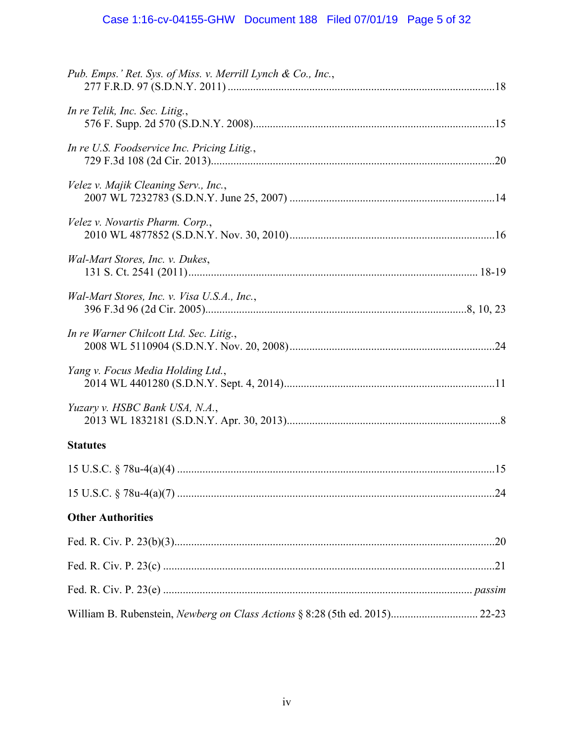*Pub. Emps.' Ret. Sys. of Miss. v. Merrill Lynch & Co., Inc.*,
277 F.R.D. 97 (S.D.N.Y. 2011) ....................................................................................................18

*In re Telik, Inc. Sec. Litig.*,
576 F. Supp. 2d 570 (S.D.N.Y. 2008)...........................................................................................15

*In re U.S. Foodservice Inc. Pricing Litig.*,
729 F.3d 108 (2d Cir. 2013)..........................................................................................................20

*Velez v. Majik Cleaning Serv., Inc.*,
2007 WL 7232783 (S.D.N.Y. June 25, 2007) ..............................................................................14

*Velez v. Novartis Pharm. Corp.*,
2010 WL 4877852 (S.D.N.Y. Nov. 30, 2010)..............................................................................16

*Wal-Mart Stores, Inc. v. Dukes*,
131 S. Ct. 2541 (2011)........................................................................................................... 18-19

*Wal-Mart Stores, Inc. v. Visa U.S.A., Inc.*,
396 F.3d 96 (2d Cir. 2005)..................................................................................................8, 10, 23

*In re Warner Chilcott Ltd. Sec. Litig.*,
2008 WL 5110904 (S.D.N.Y. Nov. 20, 2008)..............................................................................24

*Yang v. Focus Media Holding Ltd.*,
2014 WL 4401280 (S.D.N.Y. Sept. 4, 2014)................................................................................11

*Yuzary v. HSBC Bank USA, N.A.*,
2013 WL 1832181 (S.D.N.Y. Apr. 30, 2013).................................................................................8

**Statutes**

15 U.S.C. § 78u-4(a)(4) ......................................................................................................................15

15 U.S.C. § 78u-4(a)(7) ......................................................................................................................24

**Other Authorities**

Fed. R. Civ. P. 23(b)(3).......................................................................................................................20

Fed. R. Civ. P. 23(c) ...........................................................................................................................21

Fed. R. Civ. P. 23(e) ................................................................................................................. *passim*

William B. Rubenstein, *Newberg on Class Actions* § 8:28 (5th ed. 2015)................................ 22-23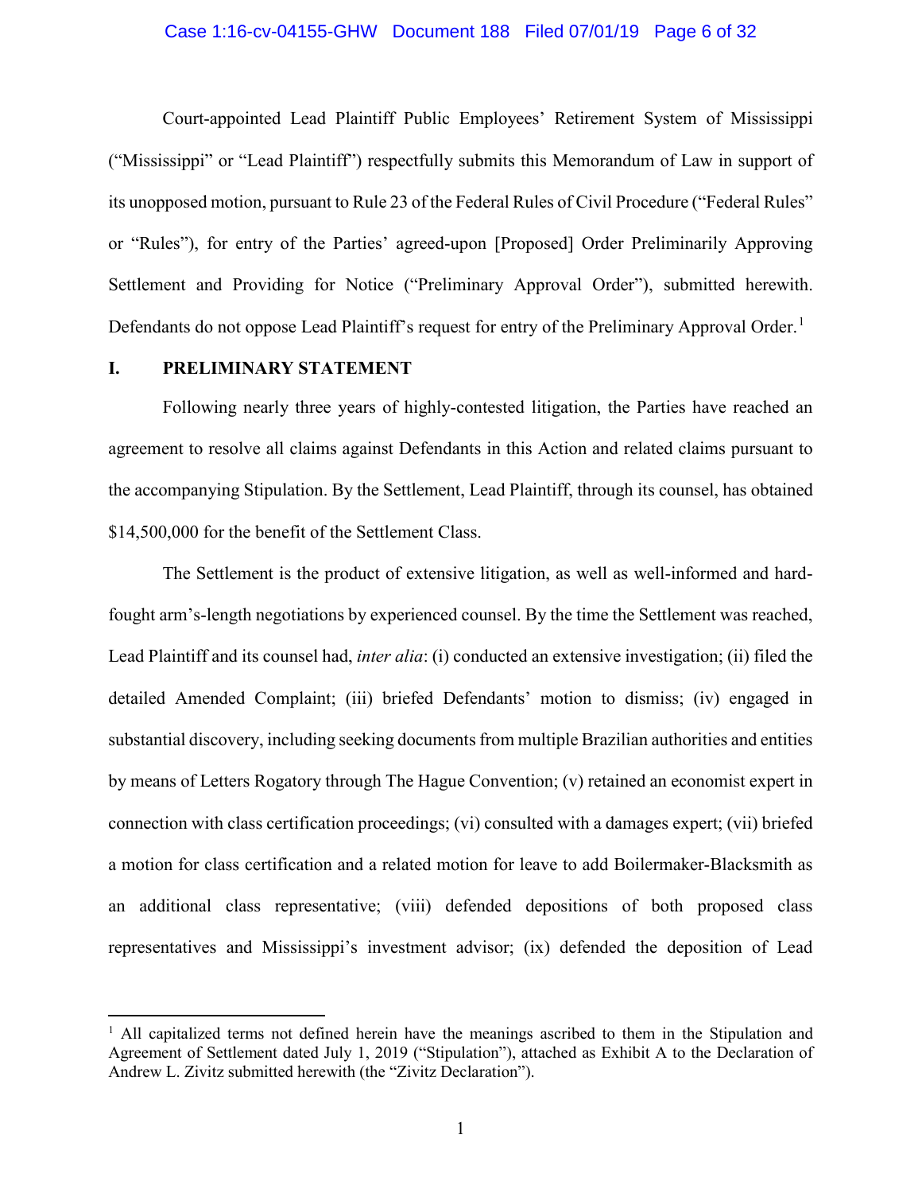Court-appointed Lead Plaintiff Public Employees' Retirement System of Mississippi ("Mississippi" or "Lead Plaintiff") respectfully submits this Memorandum of Law in support of its unopposed motion, pursuant to Rule 23 of the Federal Rules of Civil Procedure ("Federal Rules" or "Rules"), for entry of the Parties' agreed-upon [Proposed] Order Preliminarily Approving Settlement and Providing for Notice ("Preliminary Approval Order"), submitted herewith. Defendants do not oppose Lead Plaintiff's request for entry of the Preliminary Approval Order.[1]

## I. PRELIMINARY STATEMENT

Following nearly three years of highly-contested litigation, the Parties have reached an agreement to resolve all claims against Defendants in this Action and related claims pursuant to the accompanying Stipulation. By the Settlement, Lead Plaintiff, through its counsel, has obtained $14,500,000 for the benefit of the Settlement Class.

The Settlement is the product of extensive litigation, as well as well-informed and hard-fought arm's-length negotiations by experienced counsel. By the time the Settlement was reached, Lead Plaintiff and its counsel had, *inter alia*: (i) conducted an extensive investigation; (ii) filed the detailed Amended Complaint; (iii) briefed Defendants' motion to dismiss; (iv) engaged in substantial discovery, including seeking documents from multiple Brazilian authorities and entities by means of Letters Rogatory through The Hague Convention; (v) retained an economist expert in connection with class certification proceedings; (vi) consulted with a damages expert; (vii) briefed a motion for class certification and a related motion for leave to add Boilermaker-Blacksmith as an additional class representative; (viii) defended depositions of both proposed class representatives and Mississippi's investment advisor; (ix) defended the deposition of Lead

---

[1] All capitalized terms not defined herein have the meanings ascribed to them in the Stipulation and Agreement of Settlement dated July 1, 2019 ("Stipulation"), attached as Exhibit A to the Declaration of Andrew L. Zivitz submitted herewith (the "Zivitz Declaration").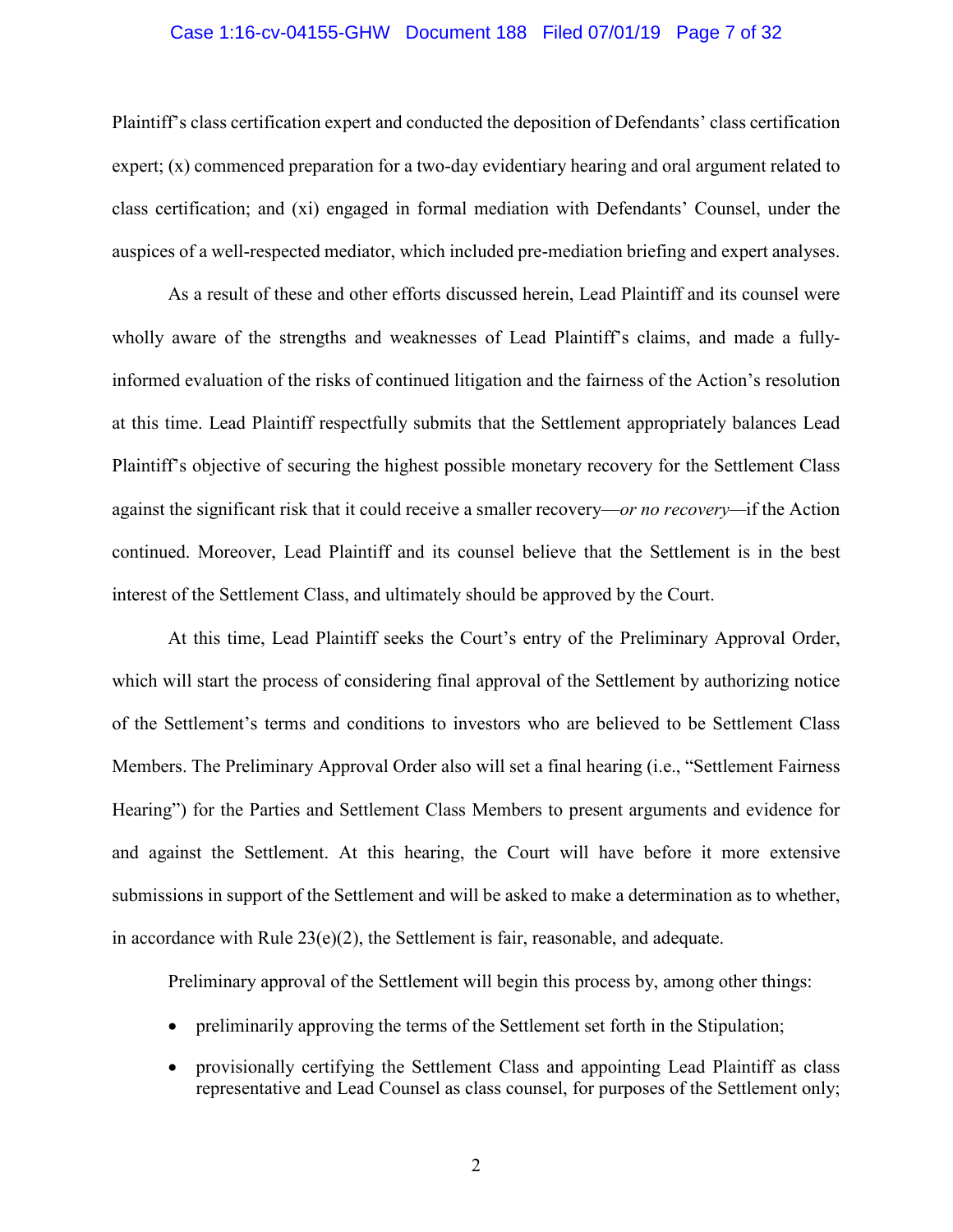Plaintiff's class certification expert and conducted the deposition of Defendants' class certification expert; (x) commenced preparation for a two-day evidentiary hearing and oral argument related to class certification; and (xi) engaged in formal mediation with Defendants' Counsel, under the auspices of a well-respected mediator, which included pre-mediation briefing and expert analyses.

As a result of these and other efforts discussed herein, Lead Plaintiff and its counsel were wholly aware of the strengths and weaknesses of Lead Plaintiff's claims, and made a fully-informed evaluation of the risks of continued litigation and the fairness of the Action's resolution at this time. Lead Plaintiff respectfully submits that the Settlement appropriately balances Lead Plaintiff's objective of securing the highest possible monetary recovery for the Settlement Class against the significant risk that it could receive a smaller recovery—*or no recovery*—if the Action continued. Moreover, Lead Plaintiff and its counsel believe that the Settlement is in the best interest of the Settlement Class, and ultimately should be approved by the Court.

At this time, Lead Plaintiff seeks the Court's entry of the Preliminary Approval Order, which will start the process of considering final approval of the Settlement by authorizing notice of the Settlement's terms and conditions to investors who are believed to be Settlement Class Members. The Preliminary Approval Order also will set a final hearing (i.e., "Settlement Fairness Hearing") for the Parties and Settlement Class Members to present arguments and evidence for and against the Settlement. At this hearing, the Court will have before it more extensive submissions in support of the Settlement and will be asked to make a determination as to whether, in accordance with Rule 23(e)(2), the Settlement is fair, reasonable, and adequate.

Preliminary approval of the Settlement will begin this process by, among other things:

- preliminarily approving the terms of the Settlement set forth in the Stipulation;
- provisionally certifying the Settlement Class and appointing Lead Plaintiff as class representative and Lead Counsel as class counsel, for purposes of the Settlement only;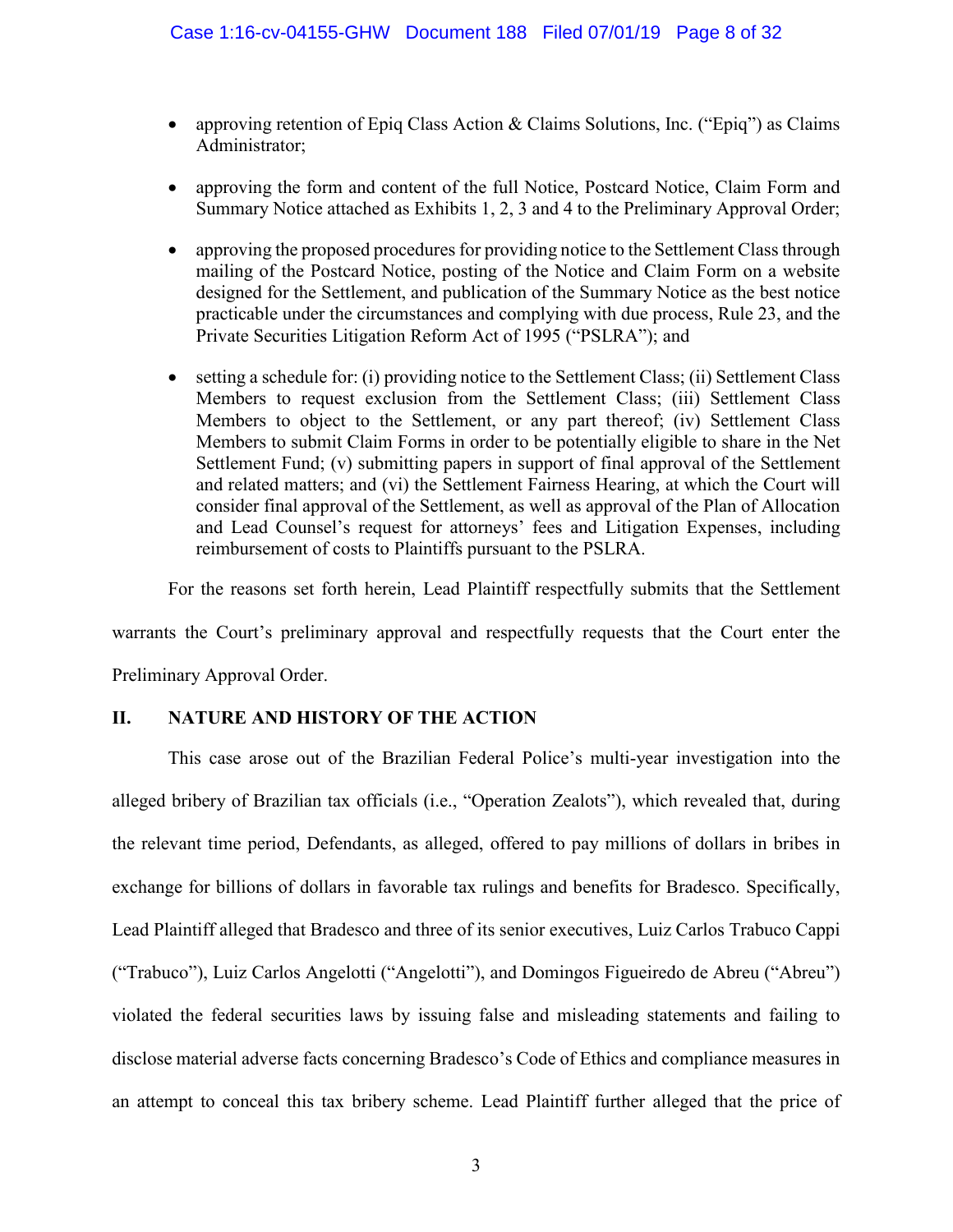- approving retention of Epiq Class Action & Claims Solutions, Inc. ("Epiq") as Claims Administrator;
- approving the form and content of the full Notice, Postcard Notice, Claim Form and Summary Notice attached as Exhibits 1, 2, 3 and 4 to the Preliminary Approval Order;
- approving the proposed procedures for providing notice to the Settlement Class through mailing of the Postcard Notice, posting of the Notice and Claim Form on a website designed for the Settlement, and publication of the Summary Notice as the best notice practicable under the circumstances and complying with due process, Rule 23, and the Private Securities Litigation Reform Act of 1995 ("PSLRA"); and
- setting a schedule for: (i) providing notice to the Settlement Class; (ii) Settlement Class Members to request exclusion from the Settlement Class; (iii) Settlement Class Members to object to the Settlement, or any part thereof; (iv) Settlement Class Members to submit Claim Forms in order to be potentially eligible to share in the Net Settlement Fund; (v) submitting papers in support of final approval of the Settlement and related matters; and (vi) the Settlement Fairness Hearing, at which the Court will consider final approval of the Settlement, as well as approval of the Plan of Allocation and Lead Counsel's request for attorneys' fees and Litigation Expenses, including reimbursement of costs to Plaintiffs pursuant to the PSLRA.

For the reasons set forth herein, Lead Plaintiff respectfully submits that the Settlement warrants the Court's preliminary approval and respectfully requests that the Court enter the Preliminary Approval Order.

## II. NATURE AND HISTORY OF THE ACTION

This case arose out of the Brazilian Federal Police's multi-year investigation into the alleged bribery of Brazilian tax officials (i.e., "Operation Zealots"), which revealed that, during the relevant time period, Defendants, as alleged, offered to pay millions of dollars in bribes in exchange for billions of dollars in favorable tax rulings and benefits for Bradesco. Specifically, Lead Plaintiff alleged that Bradesco and three of its senior executives, Luiz Carlos Trabuco Cappi ("Trabuco"), Luiz Carlos Angelotti ("Angelotti"), and Domingos Figueiredo de Abreu ("Abreu") violated the federal securities laws by issuing false and misleading statements and failing to disclose material adverse facts concerning Bradesco's Code of Ethics and compliance measures in an attempt to conceal this tax bribery scheme. Lead Plaintiff further alleged that the price of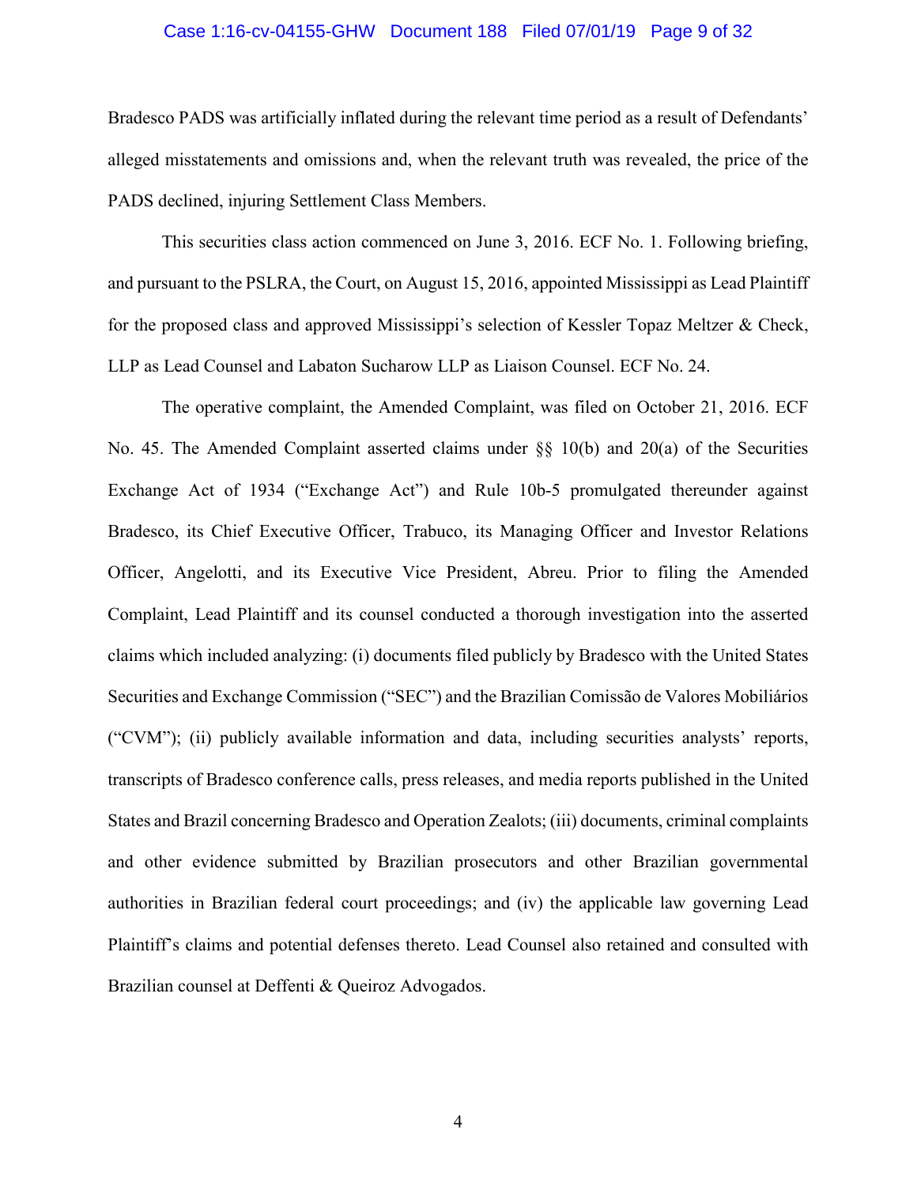Bradesco PADS was artificially inflated during the relevant time period as a result of Defendants' alleged misstatements and omissions and, when the relevant truth was revealed, the price of the PADS declined, injuring Settlement Class Members.

This securities class action commenced on June 3, 2016. ECF No. 1. Following briefing, and pursuant to the PSLRA, the Court, on August 15, 2016, appointed Mississippi as Lead Plaintiff for the proposed class and approved Mississippi's selection of Kessler Topaz Meltzer & Check, LLP as Lead Counsel and Labaton Sucharow LLP as Liaison Counsel. ECF No. 24.

The operative complaint, the Amended Complaint, was filed on October 21, 2016. ECF No. 45. The Amended Complaint asserted claims under §§ 10(b) and 20(a) of the Securities Exchange Act of 1934 ("Exchange Act") and Rule 10b-5 promulgated thereunder against Bradesco, its Chief Executive Officer, Trabuco, its Managing Officer and Investor Relations Officer, Angelotti, and its Executive Vice President, Abreu. Prior to filing the Amended Complaint, Lead Plaintiff and its counsel conducted a thorough investigation into the asserted claims which included analyzing: (i) documents filed publicly by Bradesco with the United States Securities and Exchange Commission ("SEC") and the Brazilian Comissão de Valores Mobiliários ("CVM"); (ii) publicly available information and data, including securities analysts' reports, transcripts of Bradesco conference calls, press releases, and media reports published in the United States and Brazil concerning Bradesco and Operation Zealots; (iii) documents, criminal complaints and other evidence submitted by Brazilian prosecutors and other Brazilian governmental authorities in Brazilian federal court proceedings; and (iv) the applicable law governing Lead Plaintiff's claims and potential defenses thereto. Lead Counsel also retained and consulted with Brazilian counsel at Deffenti & Queiroz Advogados.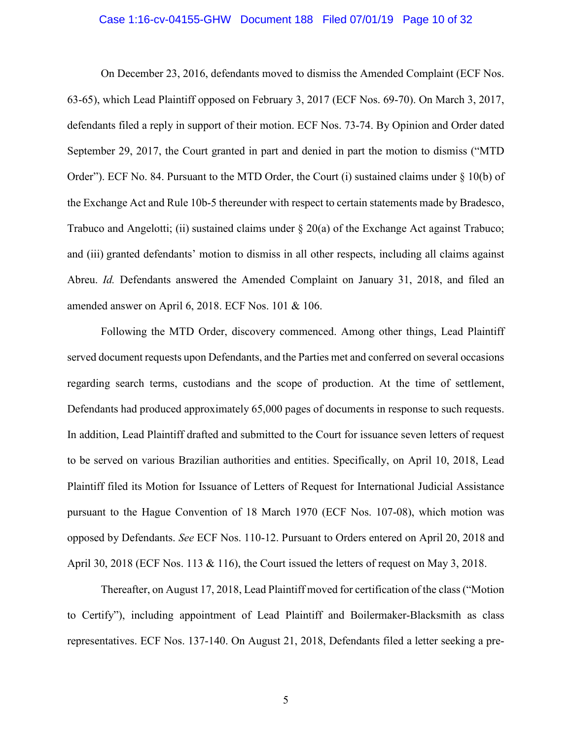On December 23, 2016, defendants moved to dismiss the Amended Complaint (ECF Nos. 63-65), which Lead Plaintiff opposed on February 3, 2017 (ECF Nos. 69-70). On March 3, 2017, defendants filed a reply in support of their motion. ECF Nos. 73-74. By Opinion and Order dated September 29, 2017, the Court granted in part and denied in part the motion to dismiss ("MTD Order"). ECF No. 84. Pursuant to the MTD Order, the Court (i) sustained claims under § 10(b) of the Exchange Act and Rule 10b-5 thereunder with respect to certain statements made by Bradesco, Trabuco and Angelotti; (ii) sustained claims under § 20(a) of the Exchange Act against Trabuco; and (iii) granted defendants' motion to dismiss in all other respects, including all claims against Abreu. *Id.* Defendants answered the Amended Complaint on January 31, 2018, and filed an amended answer on April 6, 2018. ECF Nos. 101 & 106.

Following the MTD Order, discovery commenced. Among other things, Lead Plaintiff served document requests upon Defendants, and the Parties met and conferred on several occasions regarding search terms, custodians and the scope of production. At the time of settlement, Defendants had produced approximately 65,000 pages of documents in response to such requests. In addition, Lead Plaintiff drafted and submitted to the Court for issuance seven letters of request to be served on various Brazilian authorities and entities. Specifically, on April 10, 2018, Lead Plaintiff filed its Motion for Issuance of Letters of Request for International Judicial Assistance pursuant to the Hague Convention of 18 March 1970 (ECF Nos. 107-08), which motion was opposed by Defendants. *See* ECF Nos. 110-12. Pursuant to Orders entered on April 20, 2018 and April 30, 2018 (ECF Nos. 113 & 116), the Court issued the letters of request on May 3, 2018.

Thereafter, on August 17, 2018, Lead Plaintiff moved for certification of the class ("Motion to Certify"), including appointment of Lead Plaintiff and Boilermaker-Blacksmith as class representatives. ECF Nos. 137-140. On August 21, 2018, Defendants filed a letter seeking a pre-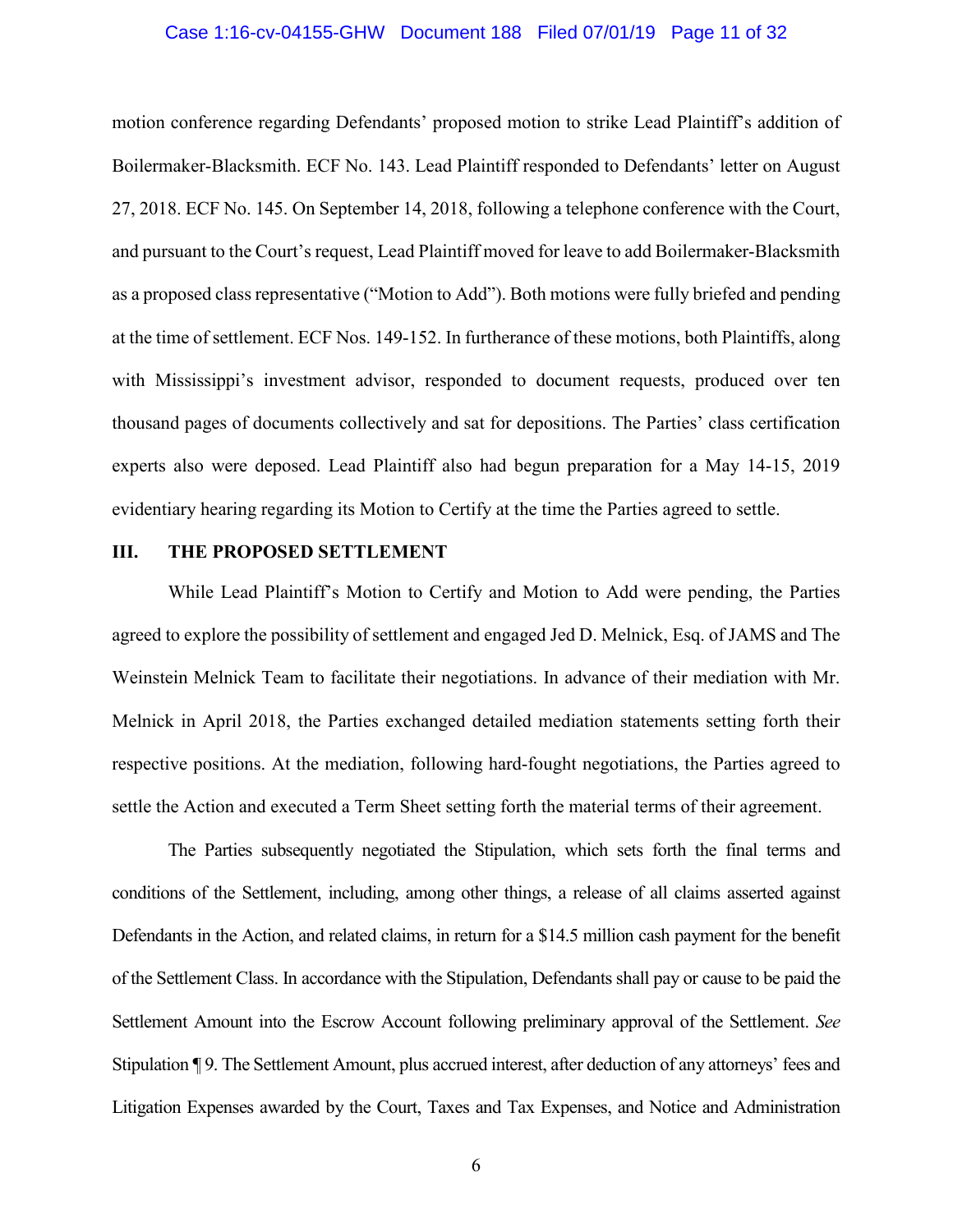motion conference regarding Defendants' proposed motion to strike Lead Plaintiff's addition of Boilermaker-Blacksmith. ECF No. 143. Lead Plaintiff responded to Defendants' letter on August 27, 2018. ECF No. 145. On September 14, 2018, following a telephone conference with the Court, and pursuant to the Court's request, Lead Plaintiff moved for leave to add Boilermaker-Blacksmith as a proposed class representative ("Motion to Add"). Both motions were fully briefed and pending at the time of settlement. ECF Nos. 149-152. In furtherance of these motions, both Plaintiffs, along with Mississippi's investment advisor, responded to document requests, produced over ten thousand pages of documents collectively and sat for depositions. The Parties' class certification experts also were deposed. Lead Plaintiff also had begun preparation for a May 14-15, 2019 evidentiary hearing regarding its Motion to Certify at the time the Parties agreed to settle.

## III. THE PROPOSED SETTLEMENT

While Lead Plaintiff's Motion to Certify and Motion to Add were pending, the Parties agreed to explore the possibility of settlement and engaged Jed D. Melnick, Esq. of JAMS and The Weinstein Melnick Team to facilitate their negotiations. In advance of their mediation with Mr. Melnick in April 2018, the Parties exchanged detailed mediation statements setting forth their respective positions. At the mediation, following hard-fought negotiations, the Parties agreed to settle the Action and executed a Term Sheet setting forth the material terms of their agreement.

The Parties subsequently negotiated the Stipulation, which sets forth the final terms and conditions of the Settlement, including, among other things, a release of all claims asserted against Defendants in the Action, and related claims, in return for a $14.5 million cash payment for the benefit of the Settlement Class. In accordance with the Stipulation, Defendants shall pay or cause to be paid the Settlement Amount into the Escrow Account following preliminary approval of the Settlement. *See* Stipulation ¶ 9. The Settlement Amount, plus accrued interest, after deduction of any attorneys' fees and Litigation Expenses awarded by the Court, Taxes and Tax Expenses, and Notice and Administration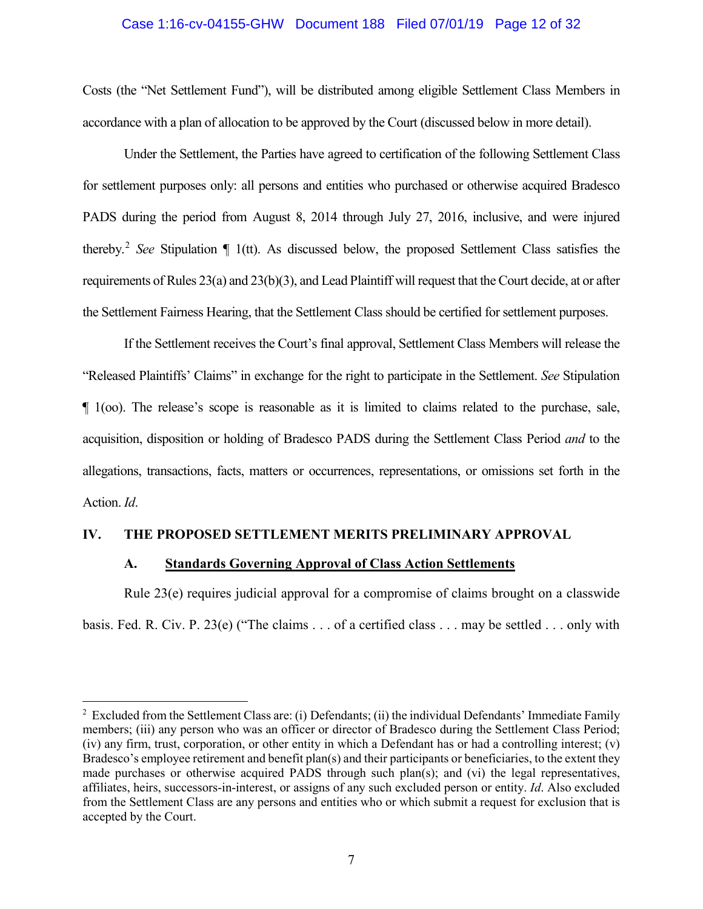Costs (the "Net Settlement Fund"), will be distributed among eligible Settlement Class Members in accordance with a plan of allocation to be approved by the Court (discussed below in more detail).

Under the Settlement, the Parties have agreed to certification of the following Settlement Class for settlement purposes only: all persons and entities who purchased or otherwise acquired Bradesco PADS during the period from August 8, 2014 through July 27, 2016, inclusive, and were injured thereby.[2] *See* Stipulation ¶ 1(tt). As discussed below, the proposed Settlement Class satisfies the requirements of Rules 23(a) and 23(b)(3), and Lead Plaintiff will request that the Court decide, at or after the Settlement Fairness Hearing, that the Settlement Class should be certified for settlement purposes.

If the Settlement receives the Court's final approval, Settlement Class Members will release the "Released Plaintiffs' Claims" in exchange for the right to participate in the Settlement. *See* Stipulation ¶ 1(oo). The release's scope is reasonable as it is limited to claims related to the purchase, sale, acquisition, disposition or holding of Bradesco PADS during the Settlement Class Period *and* to the allegations, transactions, facts, matters or occurrences, representations, or omissions set forth in the Action. *Id.*

## IV. THE PROPOSED SETTLEMENT MERITS PRELIMINARY APPROVAL

### A. <u>Standards Governing Approval of Class Action Settlements</u>

Rule 23(e) requires judicial approval for a compromise of claims brought on a classwide basis. Fed. R. Civ. P. 23(e) ("The claims . . . of a certified class . . . may be settled . . . only with

---

[2] Excluded from the Settlement Class are: (i) Defendants; (ii) the individual Defendants' Immediate Family members; (iii) any person who was an officer or director of Bradesco during the Settlement Class Period; (iv) any firm, trust, corporation, or other entity in which a Defendant has or had a controlling interest; (v) Bradesco's employee retirement and benefit plan(s) and their participants or beneficiaries, to the extent they made purchases or otherwise acquired PADS through such plan(s); and (vi) the legal representatives, affiliates, heirs, successors-in-interest, or assigns of any such excluded person or entity. *Id*. Also excluded from the Settlement Class are any persons and entities who or which submit a request for exclusion that is accepted by the Court.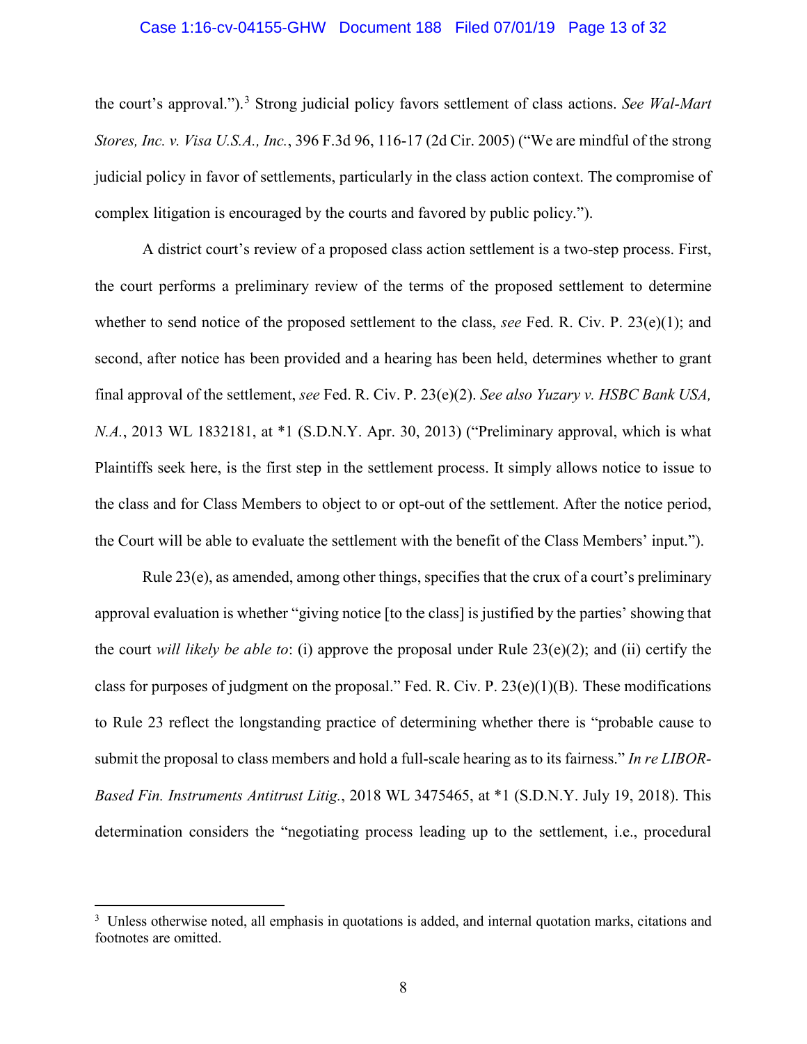the court's approval.").[3] Strong judicial policy favors settlement of class actions. *See Wal-Mart Stores, Inc. v. Visa U.S.A., Inc.*, 396 F.3d 96, 116-17 (2d Cir. 2005) ("We are mindful of the strong judicial policy in favor of settlements, particularly in the class action context. The compromise of complex litigation is encouraged by the courts and favored by public policy.").

A district court's review of a proposed class action settlement is a two-step process. First, the court performs a preliminary review of the terms of the proposed settlement to determine whether to send notice of the proposed settlement to the class, *see* Fed. R. Civ. P. 23(e)(1); and second, after notice has been provided and a hearing has been held, determines whether to grant final approval of the settlement, *see* Fed. R. Civ. P. 23(e)(2). *See also Yuzary v. HSBC Bank USA, N.A.*, 2013 WL 1832181, at *1 (S.D.N.Y. Apr. 30, 2013) ("Preliminary approval, which is what Plaintiffs seek here, is the first step in the settlement process. It simply allows notice to issue to the class and for Class Members to object to or opt-out of the settlement. After the notice period, the Court will be able to evaluate the settlement with the benefit of the Class Members' input.").

Rule 23(e), as amended, among other things, specifies that the crux of a court's preliminary approval evaluation is whether "giving notice [to the class] is justified by the parties' showing that the court *will likely be able to*: (i) approve the proposal under Rule 23(e)(2); and (ii) certify the class for purposes of judgment on the proposal." Fed. R. Civ. P. 23(e)(1)(B). These modifications to Rule 23 reflect the longstanding practice of determining whether there is "probable cause to submit the proposal to class members and hold a full-scale hearing as to its fairness." *In re LIBOR-Based Fin. Instruments Antitrust Litig.*, 2018 WL 3475465, at *1 (S.D.N.Y. July 19, 2018). This determination considers the "negotiating process leading up to the settlement, i.e., procedural

---

[3] Unless otherwise noted, all emphasis in quotations is added, and internal quotation marks, citations and footnotes are omitted.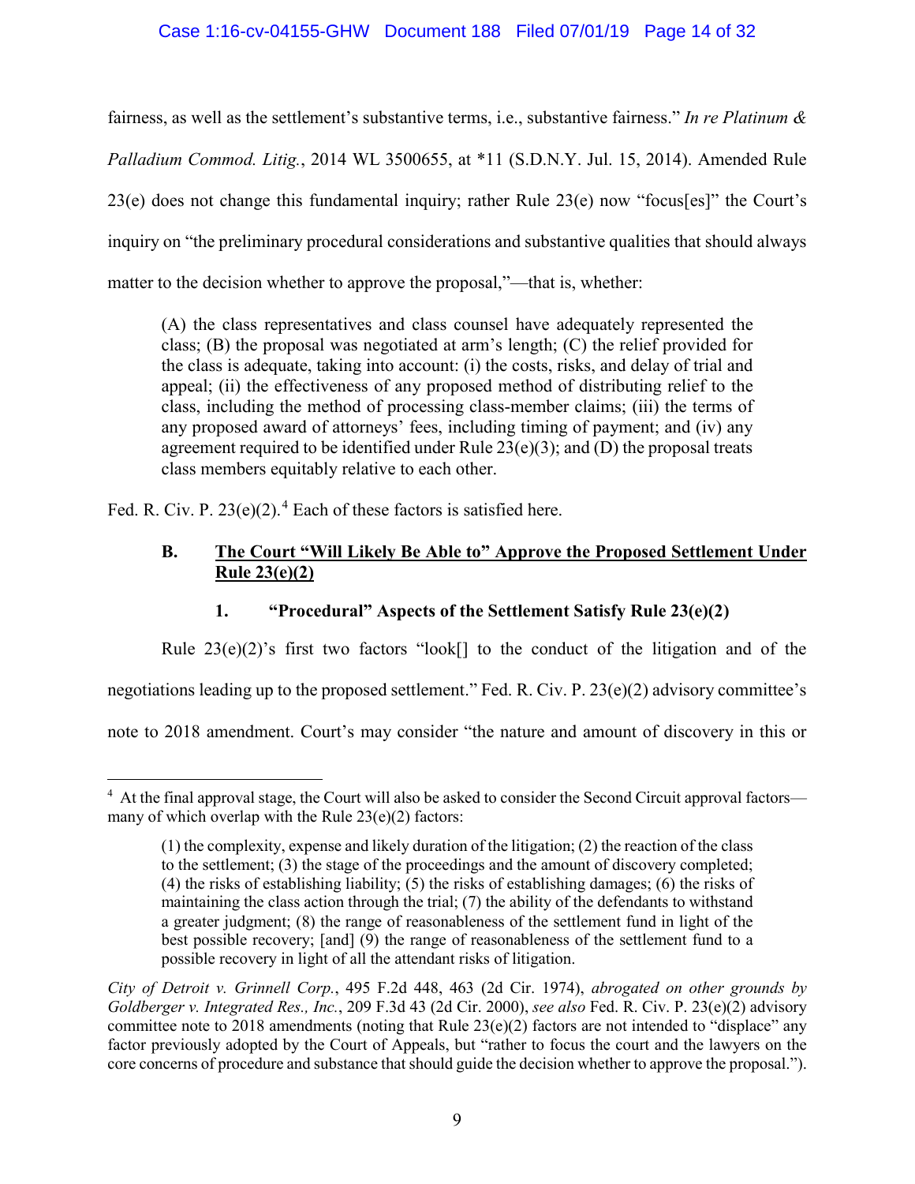fairness, as well as the settlement's substantive terms, i.e., substantive fairness." *In re Platinum & Palladium Commod. Litig.*, 2014 WL 3500655, at *11 (S.D.N.Y. Jul. 15, 2014). Amended Rule 23(e) does not change this fundamental inquiry; rather Rule 23(e) now "focus[es]" the Court's inquiry on "the preliminary procedural considerations and substantive qualities that should always matter to the decision whether to approve the proposal,"—that is, whether:

> (A) the class representatives and class counsel have adequately represented the class; (B) the proposal was negotiated at arm's length; (C) the relief provided for the class is adequate, taking into account: (i) the costs, risks, and delay of trial and appeal; (ii) the effectiveness of any proposed method of distributing relief to the class, including the method of processing class-member claims; (iii) the terms of any proposed award of attorneys' fees, including timing of payment; and (iv) any agreement required to be identified under Rule 23(e)(3); and (D) the proposal treats class members equitably relative to each other.

Fed. R. Civ. P. 23(e)(2).[4] Each of these factors is satisfied here.

### B. The Court "Will Likely Be Able to" Approve the Proposed Settlement Under Rule 23(e)(2)

#### 1. "Procedural" Aspects of the Settlement Satisfy Rule 23(e)(2)

Rule 23(e)(2)'s first two factors "look[] to the conduct of the litigation and of the negotiations leading up to the proposed settlement." Fed. R. Civ. P. 23(e)(2) advisory committee's note to 2018 amendment. Court's may consider "the nature and amount of discovery in this or

---

[4] At the final approval stage, the Court will also be asked to consider the Second Circuit approval factors—many of which overlap with the Rule 23(e)(2) factors:

> (1) the complexity, expense and likely duration of the litigation; (2) the reaction of the class to the settlement; (3) the stage of the proceedings and the amount of discovery completed; (4) the risks of establishing liability; (5) the risks of establishing damages; (6) the risks of maintaining the class action through the trial; (7) the ability of the defendants to withstand a greater judgment; (8) the range of reasonableness of the settlement fund in light of the best possible recovery; [and] (9) the range of reasonableness of the settlement fund to a possible recovery in light of all the attendant risks of litigation.

*City of Detroit v. Grinnell Corp.*, 495 F.2d 448, 463 (2d Cir. 1974), *abrogated on other grounds by Goldberger v. Integrated Res., Inc.*, 209 F.3d 43 (2d Cir. 2000), *see also* Fed. R. Civ. P. 23(e)(2) advisory committee note to 2018 amendments (noting that Rule 23(e)(2) factors are not intended to "displace" any factor previously adopted by the Court of Appeals, but "rather to focus the court and the lawyers on the core concerns of procedure and substance that should guide the decision whether to approve the proposal.").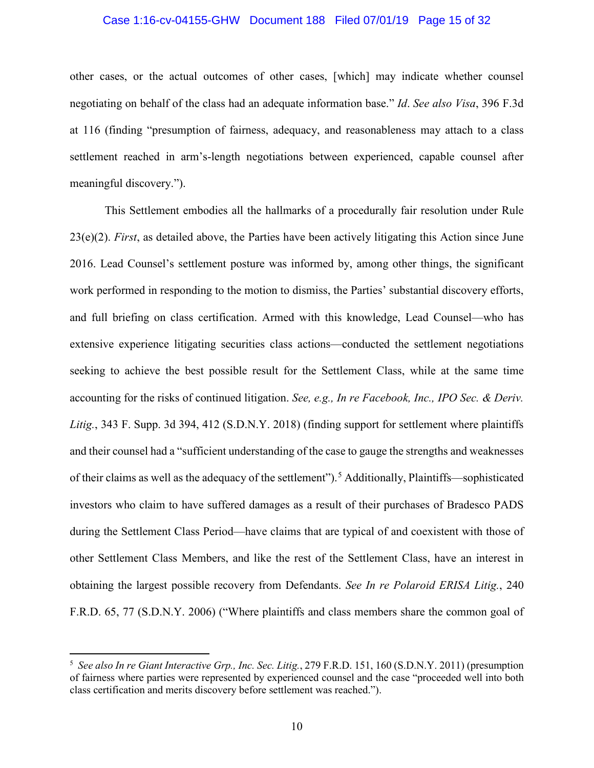other cases, or the actual outcomes of other cases, [which] may indicate whether counsel negotiating on behalf of the class had an adequate information base." *Id*. *See also Visa*, 396 F.3d at 116 (finding "presumption of fairness, adequacy, and reasonableness may attach to a class settlement reached in arm's-length negotiations between experienced, capable counsel after meaningful discovery.").

This Settlement embodies all the hallmarks of a procedurally fair resolution under Rule 23(e)(2). *First*, as detailed above, the Parties have been actively litigating this Action since June 2016. Lead Counsel's settlement posture was informed by, among other things, the significant work performed in responding to the motion to dismiss, the Parties' substantial discovery efforts, and full briefing on class certification. Armed with this knowledge, Lead Counsel—who has extensive experience litigating securities class actions—conducted the settlement negotiations seeking to achieve the best possible result for the Settlement Class, while at the same time accounting for the risks of continued litigation. *See, e.g., In re Facebook, Inc., IPO Sec. & Deriv. Litig.*, 343 F. Supp. 3d 394, 412 (S.D.N.Y. 2018) (finding support for settlement where plaintiffs and their counsel had a "sufficient understanding of the case to gauge the strengths and weaknesses of their claims as well as the adequacy of the settlement").[5] Additionally, Plaintiffs—sophisticated investors who claim to have suffered damages as a result of their purchases of Bradesco PADS during the Settlement Class Period—have claims that are typical of and coexistent with those of other Settlement Class Members, and like the rest of the Settlement Class, have an interest in obtaining the largest possible recovery from Defendants. *See In re Polaroid ERISA Litig.*, 240 F.R.D. 65, 77 (S.D.N.Y. 2006) ("Where plaintiffs and class members share the common goal of

---

[5] *See also In re Giant Interactive Grp., Inc. Sec. Litig.*, 279 F.R.D. 151, 160 (S.D.N.Y. 2011) (presumption of fairness where parties were represented by experienced counsel and the case "proceeded well into both class certification and merits discovery before settlement was reached.").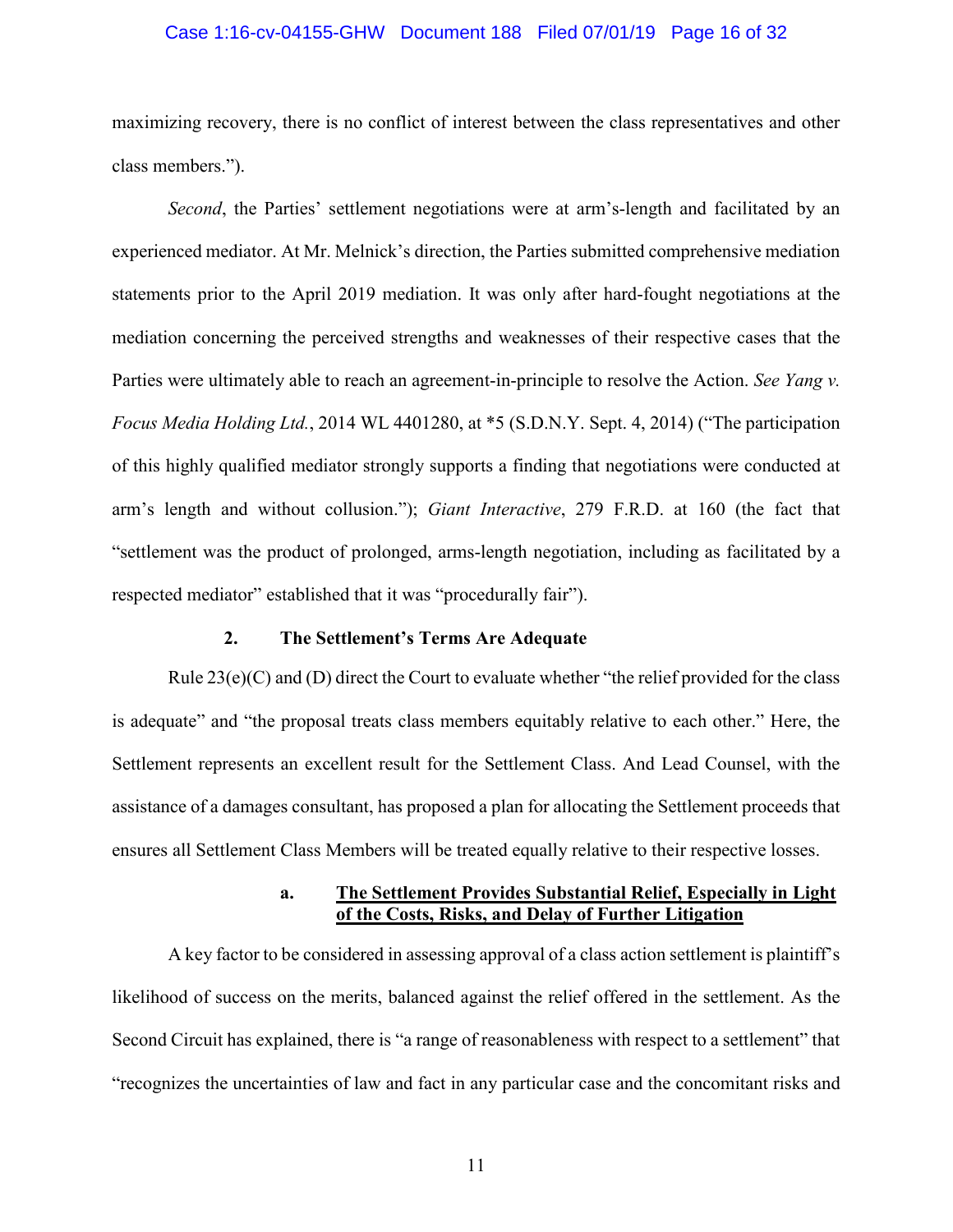maximizing recovery, there is no conflict of interest between the class representatives and other class members.").

*Second*, the Parties' settlement negotiations were at arm's-length and facilitated by an experienced mediator. At Mr. Melnick's direction, the Parties submitted comprehensive mediation statements prior to the April 2019 mediation. It was only after hard-fought negotiations at the mediation concerning the perceived strengths and weaknesses of their respective cases that the Parties were ultimately able to reach an agreement-in-principle to resolve the Action. *See Yang v. Focus Media Holding Ltd.*, 2014 WL 4401280, at *5 (S.D.N.Y. Sept. 4, 2014) ("The participation of this highly qualified mediator strongly supports a finding that negotiations were conducted at arm's length and without collusion."); *Giant Interactive*, 279 F.R.D. at 160 (the fact that "settlement was the product of prolonged, arms-length negotiation, including as facilitated by a respected mediator" established that it was "procedurally fair").

### 2. The Settlement's Terms Are Adequate

Rule 23(e)(C) and (D) direct the Court to evaluate whether "the relief provided for the class is adequate" and "the proposal treats class members equitably relative to each other." Here, the Settlement represents an excellent result for the Settlement Class. And Lead Counsel, with the assistance of a damages consultant, has proposed a plan for allocating the Settlement proceeds that ensures all Settlement Class Members will be treated equally relative to their respective losses.

#### a. <u>The Settlement Provides Substantial Relief, Especially in Light of the Costs, Risks, and Delay of Further Litigation</u>

A key factor to be considered in assessing approval of a class action settlement is plaintiff's likelihood of success on the merits, balanced against the relief offered in the settlement. As the Second Circuit has explained, there is "a range of reasonableness with respect to a settlement" that "recognizes the uncertainties of law and fact in any particular case and the concomitant risks and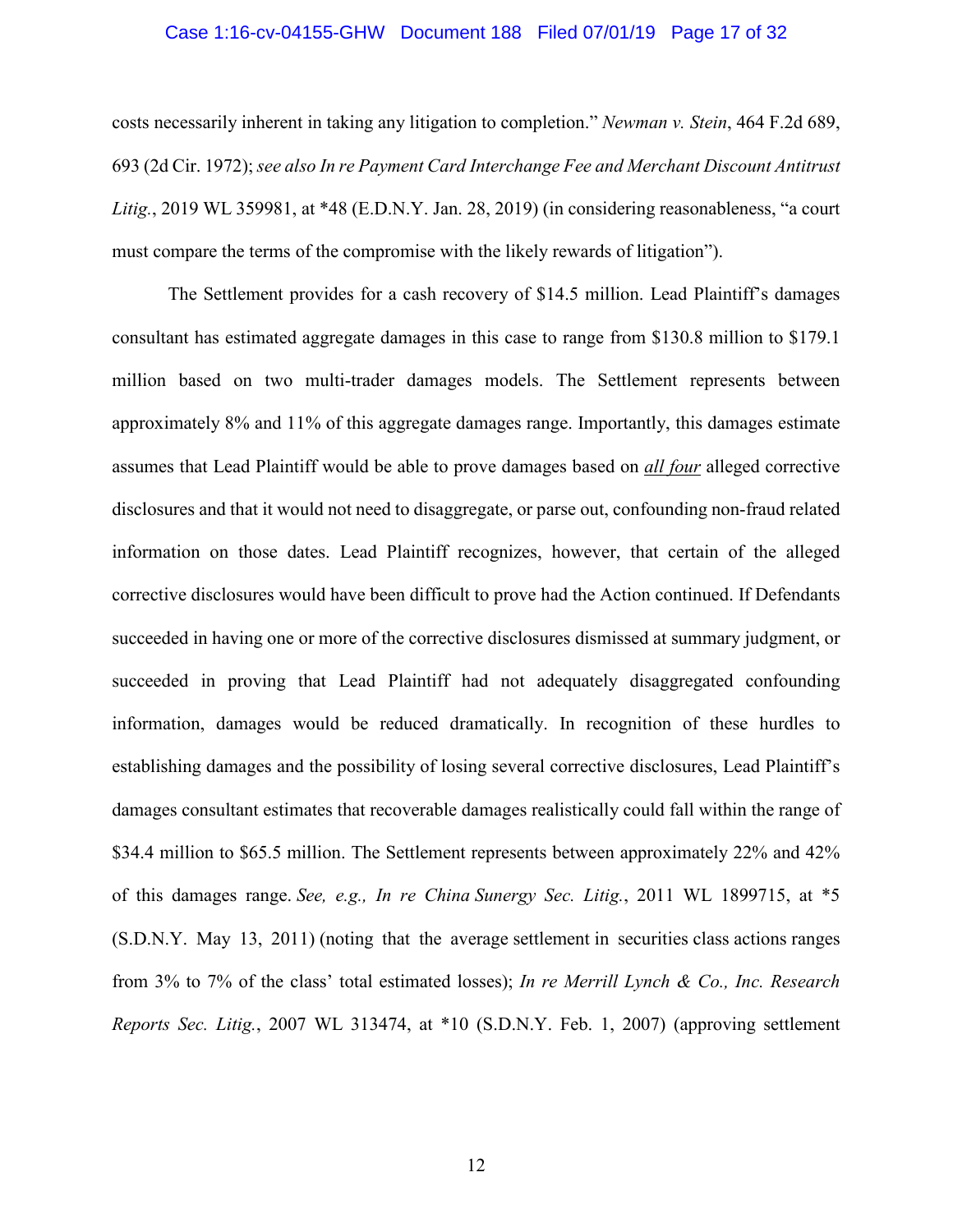costs necessarily inherent in taking any litigation to completion." *Newman v. Stein*, 464 F.2d 689, 693 (2d Cir. 1972); *see also In re Payment Card Interchange Fee and Merchant Discount Antitrust Litig.*, 2019 WL 359981, at *48 (E.D.N.Y. Jan. 28, 2019) (in considering reasonableness, "a court must compare the terms of the compromise with the likely rewards of litigation").

The Settlement provides for a cash recovery of $14.5 million. Lead Plaintiff's damages consultant has estimated aggregate damages in this case to range from $130.8 million to $179.1 million based on two multi-trader damages models. The Settlement represents between approximately 8% and 11% of this aggregate damages range. Importantly, this damages estimate assumes that Lead Plaintiff would be able to prove damages based on ***all four*** alleged corrective disclosures and that it would not need to disaggregate, or parse out, confounding non-fraud related information on those dates. Lead Plaintiff recognizes, however, that certain of the alleged corrective disclosures would have been difficult to prove had the Action continued. If Defendants succeeded in having one or more of the corrective disclosures dismissed at summary judgment, or succeeded in proving that Lead Plaintiff had not adequately disaggregated confounding information, damages would be reduced dramatically. In recognition of these hurdles to establishing damages and the possibility of losing several corrective disclosures, Lead Plaintiff's damages consultant estimates that recoverable damages realistically could fall within the range of $34.4 million to $65.5 million. The Settlement represents between approximately 22% and 42% of this damages range. *See, e.g., In re China Sunergy Sec. Litig.*, 2011 WL 1899715, at *5 (S.D.N.Y. May 13, 2011) (noting that the average settlement in securities class actions ranges from 3% to 7% of the class' total estimated losses); *In re Merrill Lynch & Co., Inc. Research Reports Sec. Litig.*, 2007 WL 313474, at *10 (S.D.N.Y. Feb. 1, 2007) (approving settlement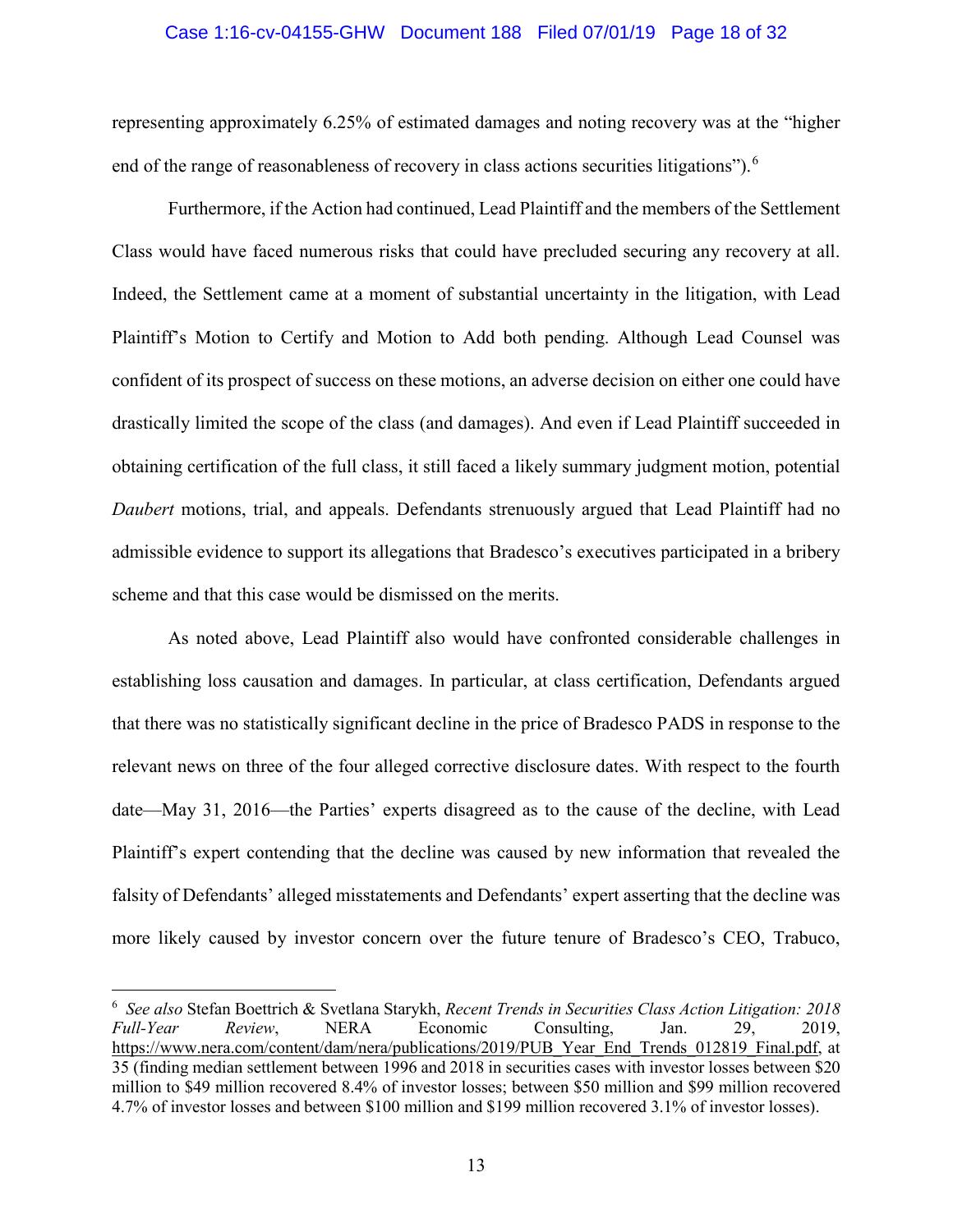representing approximately 6.25% of estimated damages and noting recovery was at the "higher end of the range of reasonableness of recovery in class actions securities litigations").[6]

Furthermore, if the Action had continued, Lead Plaintiff and the members of the Settlement Class would have faced numerous risks that could have precluded securing any recovery at all. Indeed, the Settlement came at a moment of substantial uncertainty in the litigation, with Lead Plaintiff's Motion to Certify and Motion to Add both pending. Although Lead Counsel was confident of its prospect of success on these motions, an adverse decision on either one could have drastically limited the scope of the class (and damages). And even if Lead Plaintiff succeeded in obtaining certification of the full class, it still faced a likely summary judgment motion, potential *Daubert* motions, trial, and appeals. Defendants strenuously argued that Lead Plaintiff had no admissible evidence to support its allegations that Bradesco's executives participated in a bribery scheme and that this case would be dismissed on the merits.

As noted above, Lead Plaintiff also would have confronted considerable challenges in establishing loss causation and damages. In particular, at class certification, Defendants argued that there was no statistically significant decline in the price of Bradesco PADS in response to the relevant news on three of the four alleged corrective disclosure dates. With respect to the fourth date—May 31, 2016—the Parties' experts disagreed as to the cause of the decline, with Lead Plaintiff's expert contending that the decline was caused by new information that revealed the falsity of Defendants' alleged misstatements and Defendants' expert asserting that the decline was more likely caused by investor concern over the future tenure of Bradesco's CEO, Trabuco,

---

[6] *See also* Stefan Boettrich & Svetlana Starykh, *Recent Trends in Securities Class Action Litigation: 2018 Full-Year Review*, NERA Economic Consulting, Jan. 29, 2019, https://www.nera.com/content/dam/nera/publications/2019/PUB_Year_End_Trends_012819_Final.pdf, at 35 (finding median settlement between 1996 and 2018 in securities cases with investor losses between $20 million to $49 million recovered 8.4% of investor losses; between $50 million and $99 million recovered 4.7% of investor losses and between $100 million and $199 million recovered 3.1% of investor losses).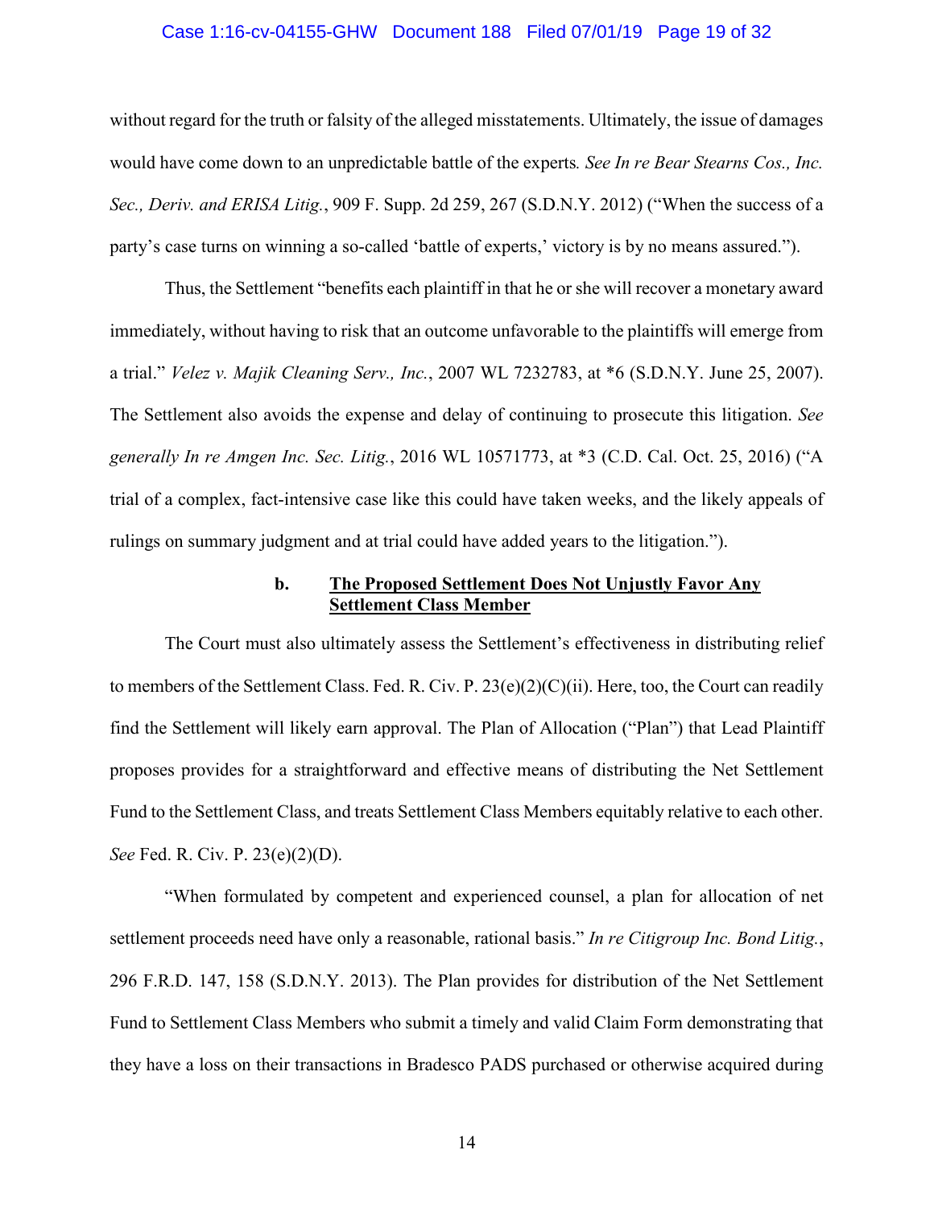without regard for the truth or falsity of the alleged misstatements. Ultimately, the issue of damages would have come down to an unpredictable battle of the experts. *See In re Bear Stearns Cos., Inc. Sec., Deriv. and ERISA Litig.*, 909 F. Supp. 2d 259, 267 (S.D.N.Y. 2012) ("When the success of a party's case turns on winning a so-called 'battle of experts,' victory is by no means assured.").

Thus, the Settlement "benefits each plaintiff in that he or she will recover a monetary award immediately, without having to risk that an outcome unfavorable to the plaintiffs will emerge from a trial." *Velez v. Majik Cleaning Serv., Inc.*, 2007 WL 7232783, at *6 (S.D.N.Y. June 25, 2007). The Settlement also avoids the expense and delay of continuing to prosecute this litigation. *See generally In re Amgen Inc. Sec. Litig.*, 2016 WL 10571773, at *3 (C.D. Cal. Oct. 25, 2016) ("A trial of a complex, fact-intensive case like this could have taken weeks, and the likely appeals of rulings on summary judgment and at trial could have added years to the litigation.").

#### b. <u>The Proposed Settlement Does Not Unjustly Favor Any Settlement Class Member</u>

The Court must also ultimately assess the Settlement's effectiveness in distributing relief to members of the Settlement Class. Fed. R. Civ. P. 23(e)(2)(C)(ii). Here, too, the Court can readily find the Settlement will likely earn approval. The Plan of Allocation ("Plan") that Lead Plaintiff proposes provides for a straightforward and effective means of distributing the Net Settlement Fund to the Settlement Class, and treats Settlement Class Members equitably relative to each other. *See* Fed. R. Civ. P. 23(e)(2)(D).

"When formulated by competent and experienced counsel, a plan for allocation of net settlement proceeds need have only a reasonable, rational basis." *In re Citigroup Inc. Bond Litig.*, 296 F.R.D. 147, 158 (S.D.N.Y. 2013). The Plan provides for distribution of the Net Settlement Fund to Settlement Class Members who submit a timely and valid Claim Form demonstrating that they have a loss on their transactions in Bradesco PADS purchased or otherwise acquired during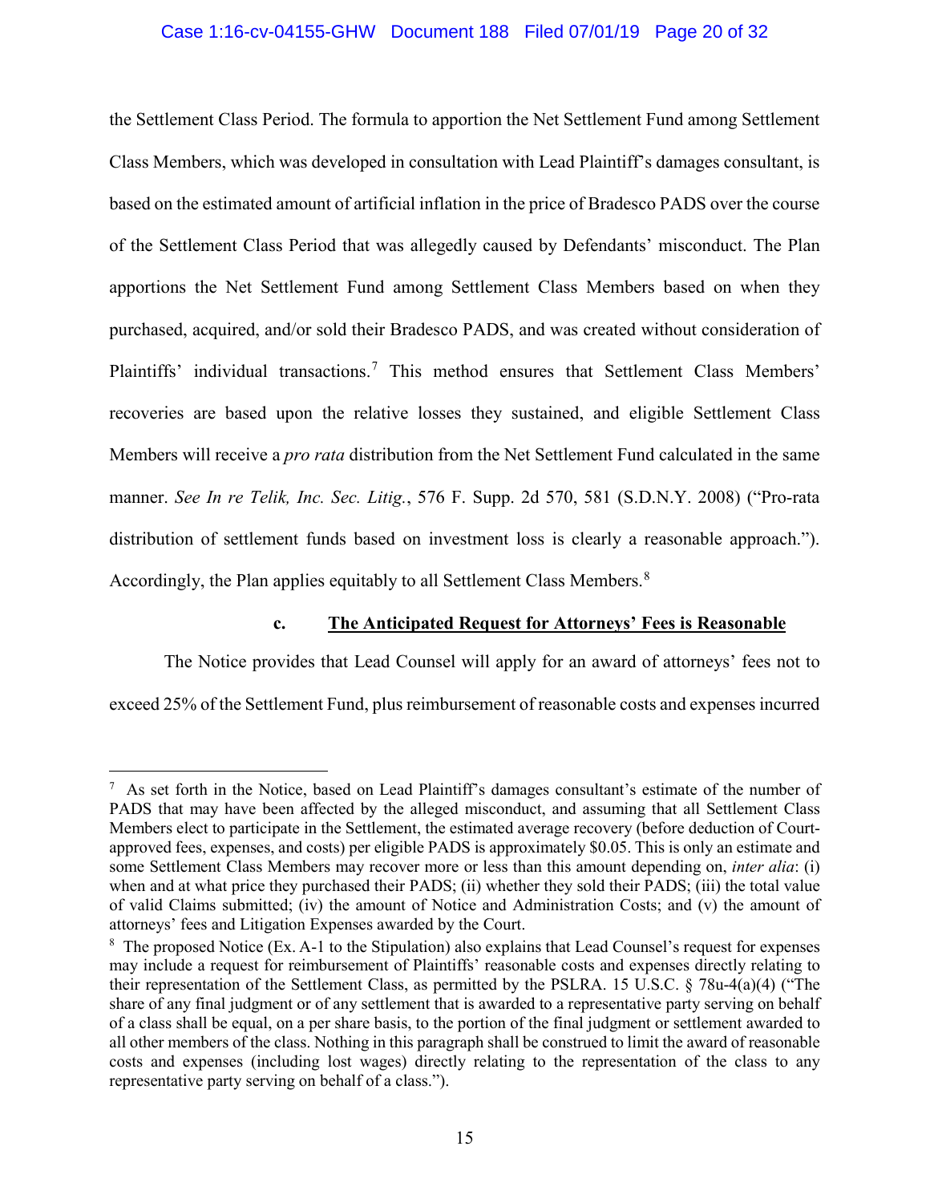the Settlement Class Period. The formula to apportion the Net Settlement Fund among Settlement Class Members, which was developed in consultation with Lead Plaintiff's damages consultant, is based on the estimated amount of artificial inflation in the price of Bradesco PADS over the course of the Settlement Class Period that was allegedly caused by Defendants' misconduct. The Plan apportions the Net Settlement Fund among Settlement Class Members based on when they purchased, acquired, and/or sold their Bradesco PADS, and was created without consideration of Plaintiffs' individual transactions.[7] This method ensures that Settlement Class Members' recoveries are based upon the relative losses they sustained, and eligible Settlement Class Members will receive a *pro rata* distribution from the Net Settlement Fund calculated in the same manner. *See In re Telik, Inc. Sec. Litig.*, 576 F. Supp. 2d 570, 581 (S.D.N.Y. 2008) ("Pro-rata distribution of settlement funds based on investment loss is clearly a reasonable approach."). Accordingly, the Plan applies equitably to all Settlement Class Members.[8]

#### c. The Anticipated Request for Attorneys' Fees is Reasonable

The Notice provides that Lead Counsel will apply for an award of attorneys' fees not to exceed 25% of the Settlement Fund, plus reimbursement of reasonable costs and expenses incurred

---

[7] As set forth in the Notice, based on Lead Plaintiff's damages consultant's estimate of the number of PADS that may have been affected by the alleged misconduct, and assuming that all Settlement Class Members elect to participate in the Settlement, the estimated average recovery (before deduction of Court-approved fees, expenses, and costs) per eligible PADS is approximately $0.05. This is only an estimate and some Settlement Class Members may recover more or less than this amount depending on, *inter alia*: (i) when and at what price they purchased their PADS; (ii) whether they sold their PADS; (iii) the total value of valid Claims submitted; (iv) the amount of Notice and Administration Costs; and (v) the amount of attorneys' fees and Litigation Expenses awarded by the Court.

[8] The proposed Notice (Ex. A-1 to the Stipulation) also explains that Lead Counsel's request for expenses may include a request for reimbursement of Plaintiffs' reasonable costs and expenses directly relating to their representation of the Settlement Class, as permitted by the PSLRA. 15 U.S.C. § 78u-4(a)(4) ("The share of any final judgment or of any settlement that is awarded to a representative party serving on behalf of a class shall be equal, on a per share basis, to the portion of the final judgment or settlement awarded to all other members of the class. Nothing in this paragraph shall be construed to limit the award of reasonable costs and expenses (including lost wages) directly relating to the representation of the class to any representative party serving on behalf of a class.").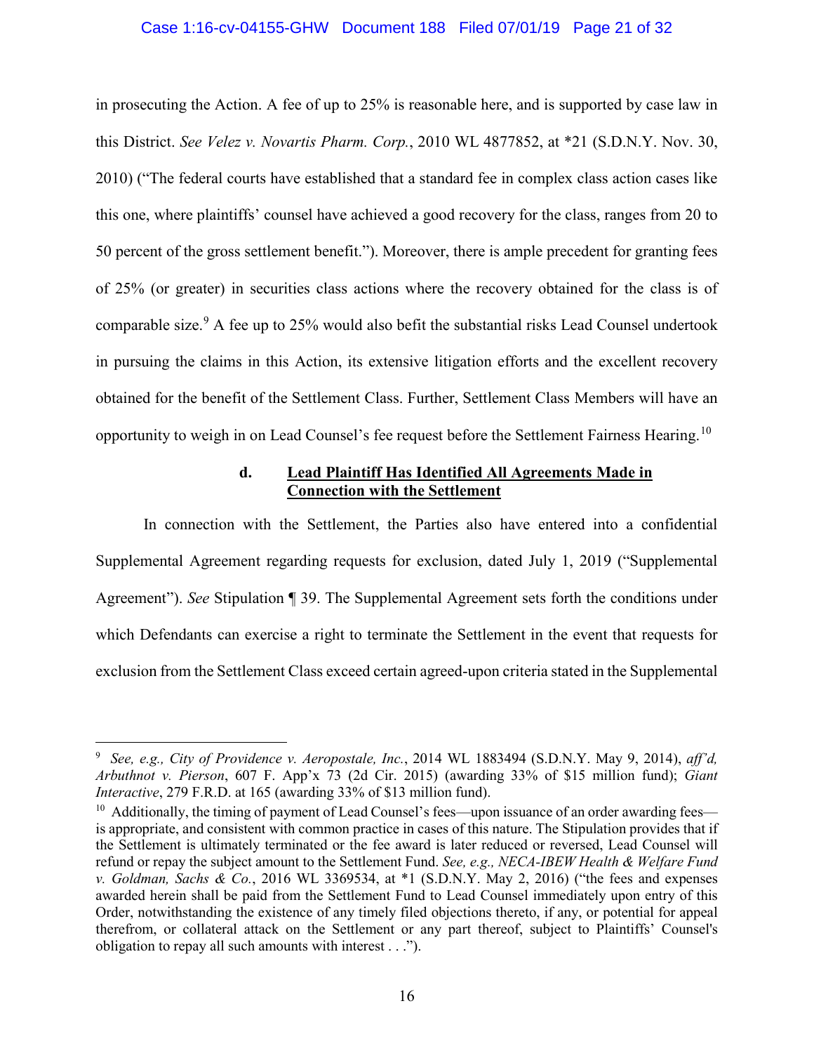in prosecuting the Action. A fee of up to 25% is reasonable here, and is supported by case law in this District. *See Velez v. Novartis Pharm. Corp.*, 2010 WL 4877852, at *21 (S.D.N.Y. Nov. 30, 2010) ("The federal courts have established that a standard fee in complex class action cases like this one, where plaintiffs' counsel have achieved a good recovery for the class, ranges from 20 to 50 percent of the gross settlement benefit."). Moreover, there is ample precedent for granting fees of 25% (or greater) in securities class actions where the recovery obtained for the class is of comparable size.[9] A fee up to 25% would also befit the substantial risks Lead Counsel undertook in pursuing the claims in this Action, its extensive litigation efforts and the excellent recovery obtained for the benefit of the Settlement Class. Further, Settlement Class Members will have an opportunity to weigh in on Lead Counsel's fee request before the Settlement Fairness Hearing.[10]

#### d. <u>Lead Plaintiff Has Identified All Agreements Made in Connection with the Settlement</u>

In connection with the Settlement, the Parties also have entered into a confidential Supplemental Agreement regarding requests for exclusion, dated July 1, 2019 ("Supplemental Agreement"). *See* Stipulation ¶ 39. The Supplemental Agreement sets forth the conditions under which Defendants can exercise a right to terminate the Settlement in the event that requests for exclusion from the Settlement Class exceed certain agreed-upon criteria stated in the Supplemental

---

[9] *See, e.g., City of Providence v. Aeropostale, Inc.*, 2014 WL 1883494 (S.D.N.Y. May 9, 2014), *aff'd, Arbuthnot v. Pierson*, 607 F. App'x 73 (2d Cir. 2015) (awarding 33% of $15 million fund); *Giant Interactive*, 279 F.R.D. at 165 (awarding 33% of $13 million fund).

[10] Additionally, the timing of payment of Lead Counsel's fees—upon issuance of an order awarding fees—is appropriate, and consistent with common practice in cases of this nature. The Stipulation provides that if the Settlement is ultimately terminated or the fee award is later reduced or reversed, Lead Counsel will refund or repay the subject amount to the Settlement Fund. *See, e.g., NECA-IBEW Health & Welfare Fund v. Goldman, Sachs & Co.*, 2016 WL 3369534, at *1 (S.D.N.Y. May 2, 2016) ("the fees and expenses awarded herein shall be paid from the Settlement Fund to Lead Counsel immediately upon entry of this Order, notwithstanding the existence of any timely filed objections thereto, if any, or potential for appeal therefrom, or collateral attack on the Settlement or any part thereof, subject to Plaintiffs' Counsel's obligation to repay all such amounts with interest . . .").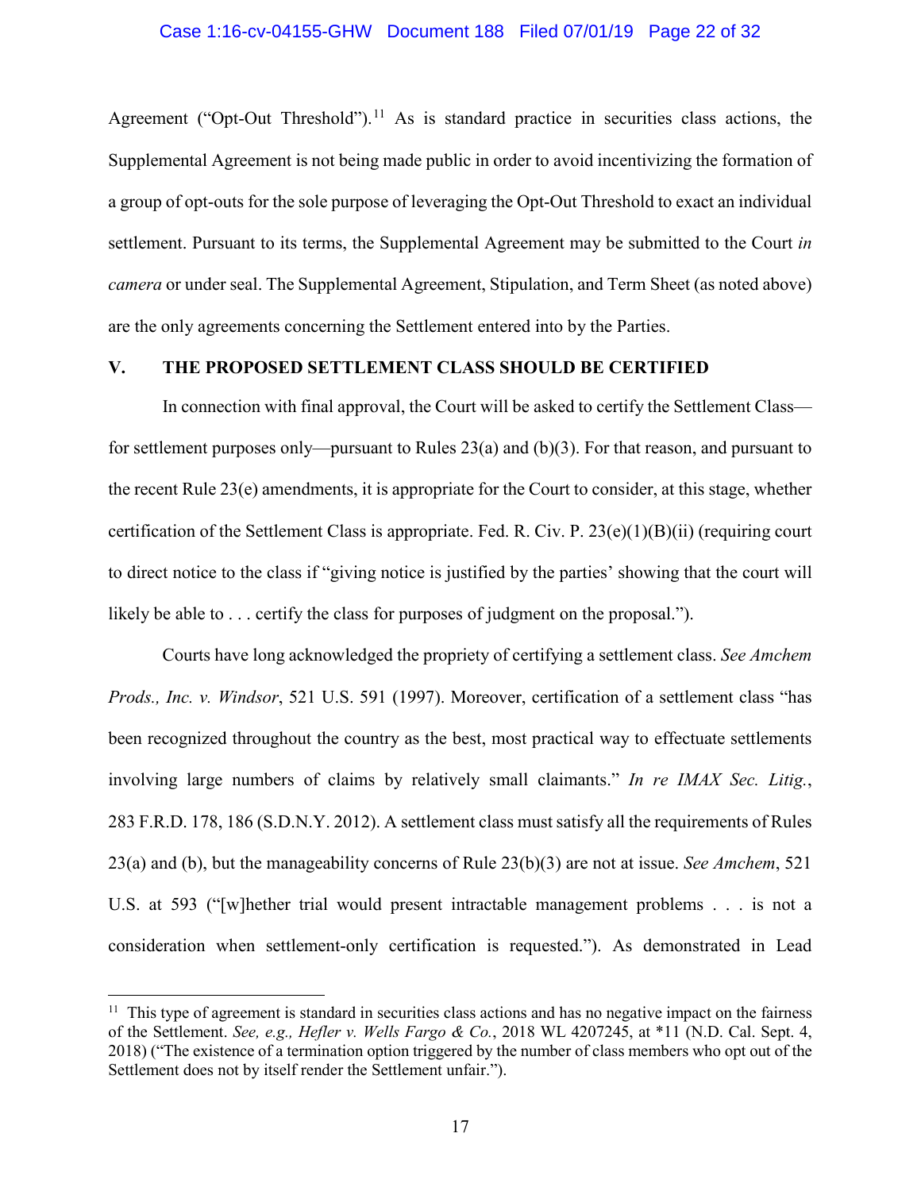Agreement ("Opt-Out Threshold").[11] As is standard practice in securities class actions, the Supplemental Agreement is not being made public in order to avoid incentivizing the formation of a group of opt-outs for the sole purpose of leveraging the Opt-Out Threshold to exact an individual settlement. Pursuant to its terms, the Supplemental Agreement may be submitted to the Court *in camera* or under seal. The Supplemental Agreement, Stipulation, and Term Sheet (as noted above) are the only agreements concerning the Settlement entered into by the Parties.

## V. THE PROPOSED SETTLEMENT CLASS SHOULD BE CERTIFIED

In connection with final approval, the Court will be asked to certify the Settlement Class—for settlement purposes only—pursuant to Rules 23(a) and (b)(3). For that reason, and pursuant to the recent Rule 23(e) amendments, it is appropriate for the Court to consider, at this stage, whether certification of the Settlement Class is appropriate. Fed. R. Civ. P. 23(e)(1)(B)(ii) (requiring court to direct notice to the class if "giving notice is justified by the parties' showing that the court will likely be able to . . . certify the class for purposes of judgment on the proposal.").

Courts have long acknowledged the propriety of certifying a settlement class. *See Amchem Prods., Inc. v. Windsor*, 521 U.S. 591 (1997). Moreover, certification of a settlement class "has been recognized throughout the country as the best, most practical way to effectuate settlements involving large numbers of claims by relatively small claimants." *In re IMAX Sec. Litig.*, 283 F.R.D. 178, 186 (S.D.N.Y. 2012). A settlement class must satisfy all the requirements of Rules 23(a) and (b), but the manageability concerns of Rule 23(b)(3) are not at issue. *See Amchem*, 521 U.S. at 593 ("[w]hether trial would present intractable management problems . . . is not a consideration when settlement-only certification is requested."). As demonstrated in Lead

---

[11] This type of agreement is standard in securities class actions and has no negative impact on the fairness of the Settlement. *See, e.g., Hefler v. Wells Fargo & Co.*, 2018 WL 4207245, at *11 (N.D. Cal. Sept. 4, 2018) ("The existence of a termination option triggered by the number of class members who opt out of the Settlement does not by itself render the Settlement unfair.").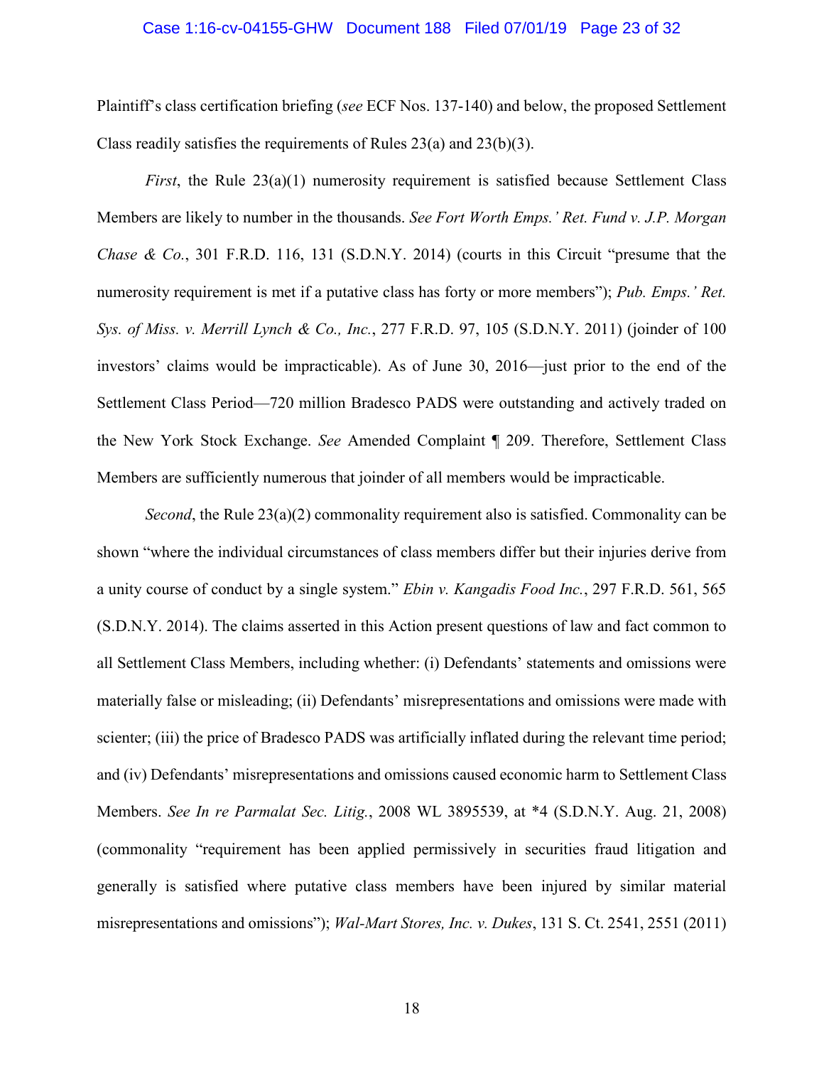Plaintiff's class certification briefing (*see* ECF Nos. 137-140) and below, the proposed Settlement Class readily satisfies the requirements of Rules 23(a) and 23(b)(3).

*First*, the Rule 23(a)(1) numerosity requirement is satisfied because Settlement Class Members are likely to number in the thousands. *See Fort Worth Emps.' Ret. Fund v. J.P. Morgan Chase & Co.*, 301 F.R.D. 116, 131 (S.D.N.Y. 2014) (courts in this Circuit "presume that the numerosity requirement is met if a putative class has forty or more members"); *Pub. Emps.' Ret. Sys. of Miss. v. Merrill Lynch & Co., Inc.*, 277 F.R.D. 97, 105 (S.D.N.Y. 2011) (joinder of 100 investors' claims would be impracticable). As of June 30, 2016—just prior to the end of the Settlement Class Period—720 million Bradesco PADS were outstanding and actively traded on the New York Stock Exchange. *See* Amended Complaint ¶ 209. Therefore, Settlement Class Members are sufficiently numerous that joinder of all members would be impracticable.

*Second*, the Rule 23(a)(2) commonality requirement also is satisfied. Commonality can be shown "where the individual circumstances of class members differ but their injuries derive from a unity course of conduct by a single system." *Ebin v. Kangadis Food Inc.*, 297 F.R.D. 561, 565 (S.D.N.Y. 2014). The claims asserted in this Action present questions of law and fact common to all Settlement Class Members, including whether: (i) Defendants' statements and omissions were materially false or misleading; (ii) Defendants' misrepresentations and omissions were made with scienter; (iii) the price of Bradesco PADS was artificially inflated during the relevant time period; and (iv) Defendants' misrepresentations and omissions caused economic harm to Settlement Class Members. *See In re Parmalat Sec. Litig.*, 2008 WL 3895539, at *4 (S.D.N.Y. Aug. 21, 2008) (commonality "requirement has been applied permissively in securities fraud litigation and generally is satisfied where putative class members have been injured by similar material misrepresentations and omissions"); *Wal-Mart Stores, Inc. v. Dukes*, 131 S. Ct. 2541, 2551 (2011)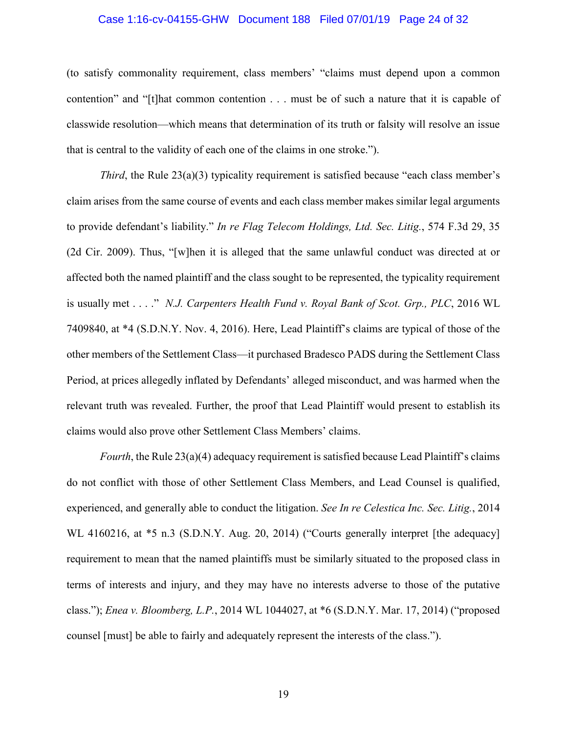(to satisfy commonality requirement, class members' "claims must depend upon a common contention" and "[t]hat common contention . . . must be of such a nature that it is capable of classwide resolution—which means that determination of its truth or falsity will resolve an issue that is central to the validity of each one of the claims in one stroke.").

*Third*, the Rule 23(a)(3) typicality requirement is satisfied because "each class member's claim arises from the same course of events and each class member makes similar legal arguments to provide defendant's liability." *In re Flag Telecom Holdings, Ltd. Sec. Litig.*, 574 F.3d 29, 35 (2d Cir. 2009). Thus, "[w]hen it is alleged that the same unlawful conduct was directed at or affected both the named plaintiff and the class sought to be represented, the typicality requirement is usually met . . . ." *N.J. Carpenters Health Fund v. Royal Bank of Scot. Grp., PLC*, 2016 WL 7409840, at *4 (S.D.N.Y. Nov. 4, 2016). Here, Lead Plaintiff's claims are typical of those of the other members of the Settlement Class—it purchased Bradesco PADS during the Settlement Class Period, at prices allegedly inflated by Defendants' alleged misconduct, and was harmed when the relevant truth was revealed. Further, the proof that Lead Plaintiff would present to establish its claims would also prove other Settlement Class Members' claims.

*Fourth*, the Rule 23(a)(4) adequacy requirement is satisfied because Lead Plaintiff's claims do not conflict with those of other Settlement Class Members, and Lead Counsel is qualified, experienced, and generally able to conduct the litigation. *See In re Celestica Inc. Sec. Litig.*, 2014 WL 4160216, at *5 n.3 (S.D.N.Y. Aug. 20, 2014) ("Courts generally interpret [the adequacy] requirement to mean that the named plaintiffs must be similarly situated to the proposed class in terms of interests and injury, and they may have no interests adverse to those of the putative class."); *Enea v. Bloomberg, L.P.*, 2014 WL 1044027, at *6 (S.D.N.Y. Mar. 17, 2014) ("proposed counsel [must] be able to fairly and adequately represent the interests of the class.").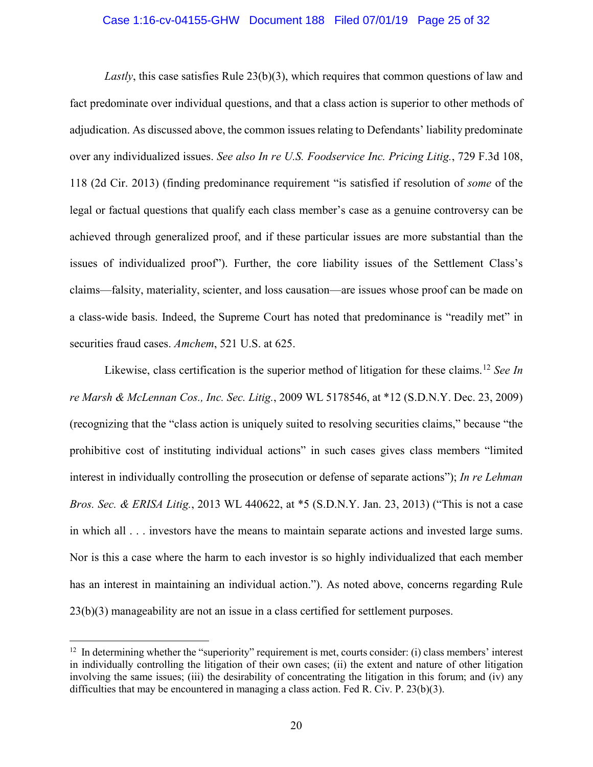*Lastly*, this case satisfies Rule 23(b)(3), which requires that common questions of law and fact predominate over individual questions, and that a class action is superior to other methods of adjudication. As discussed above, the common issues relating to Defendants' liability predominate over any individualized issues. *See also In re U.S. Foodservice Inc. Pricing Litig.*, 729 F.3d 108, 118 (2d Cir. 2013) (finding predominance requirement "is satisfied if resolution of *some* of the legal or factual questions that qualify each class member's case as a genuine controversy can be achieved through generalized proof, and if these particular issues are more substantial than the issues of individualized proof"). Further, the core liability issues of the Settlement Class's claims—falsity, materiality, scienter, and loss causation—are issues whose proof can be made on a class-wide basis. Indeed, the Supreme Court has noted that predominance is "readily met" in securities fraud cases. *Amchem*, 521 U.S. at 625.

Likewise, class certification is the superior method of litigation for these claims.[12] *See In re Marsh & McLennan Cos., Inc. Sec. Litig.*, 2009 WL 5178546, at *12 (S.D.N.Y. Dec. 23, 2009) (recognizing that the "class action is uniquely suited to resolving securities claims," because "the prohibitive cost of instituting individual actions" in such cases gives class members "limited interest in individually controlling the prosecution or defense of separate actions"); *In re Lehman Bros. Sec. & ERISA Litig.*, 2013 WL 440622, at *5 (S.D.N.Y. Jan. 23, 2013) ("This is not a case in which all . . . investors have the means to maintain separate actions and invested large sums. Nor is this a case where the harm to each investor is so highly individualized that each member has an interest in maintaining an individual action."). As noted above, concerns regarding Rule 23(b)(3) manageability are not an issue in a class certified for settlement purposes.

---

[12] In determining whether the "superiority" requirement is met, courts consider: (i) class members' interest in individually controlling the litigation of their own cases; (ii) the extent and nature of other litigation involving the same issues; (iii) the desirability of concentrating the litigation in this forum; and (iv) any difficulties that may be encountered in managing a class action. Fed R. Civ. P. 23(b)(3).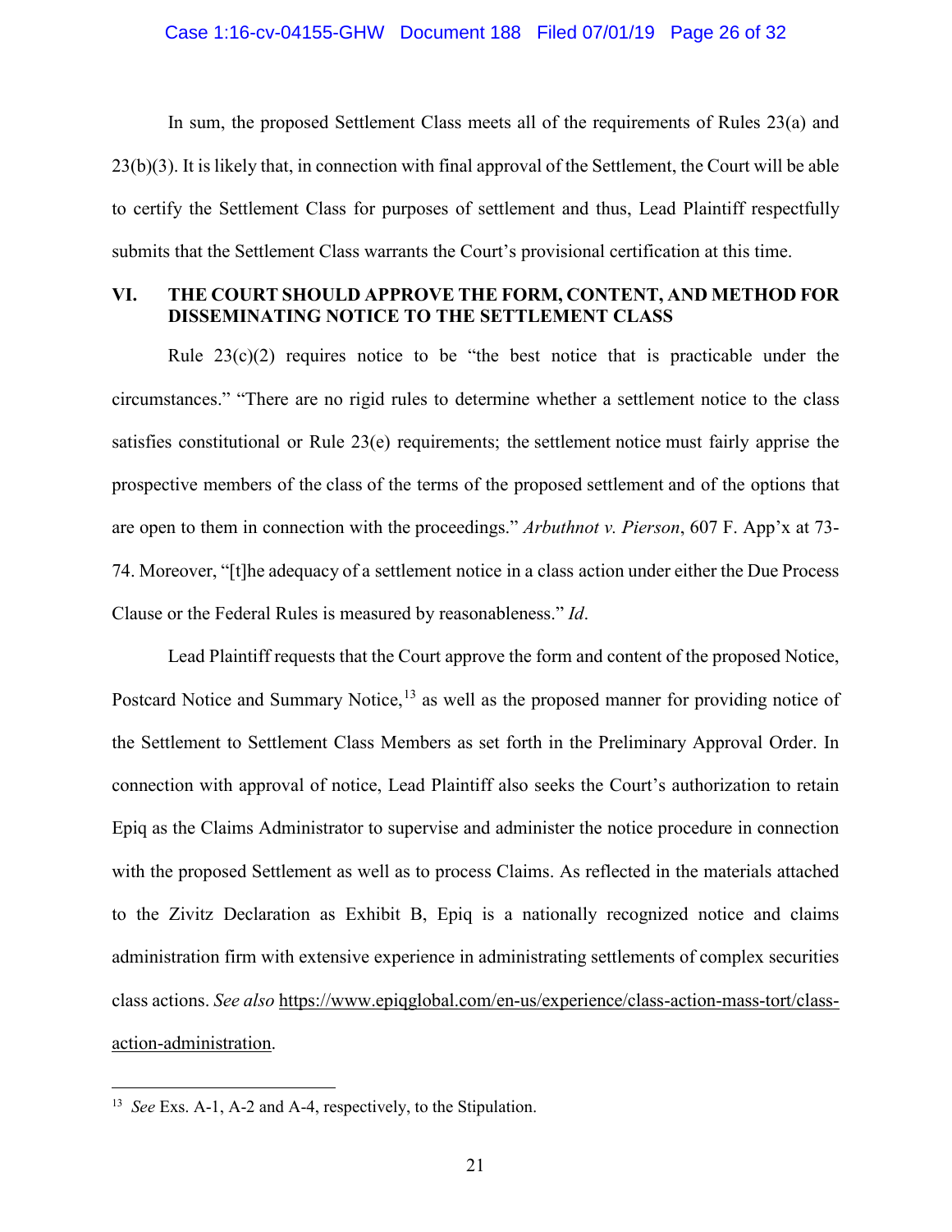In sum, the proposed Settlement Class meets all of the requirements of Rules 23(a) and 23(b)(3). It is likely that, in connection with final approval of the Settlement, the Court will be able to certify the Settlement Class for purposes of settlement and thus, Lead Plaintiff respectfully submits that the Settlement Class warrants the Court's provisional certification at this time.

## VI. THE COURT SHOULD APPROVE THE FORM, CONTENT, AND METHOD FOR DISSEMINATING NOTICE TO THE SETTLEMENT CLASS

Rule 23(c)(2) requires notice to be "the best notice that is practicable under the circumstances." "There are no rigid rules to determine whether a settlement notice to the class satisfies constitutional or Rule 23(e) requirements; the settlement notice must fairly apprise the prospective members of the class of the terms of the proposed settlement and of the options that are open to them in connection with the proceedings." *Arbuthnot v. Pierson*, 607 F. App'x at 73-74. Moreover, "[t]he adequacy of a settlement notice in a class action under either the Due Process Clause or the Federal Rules is measured by reasonableness." *Id*.

Lead Plaintiff requests that the Court approve the form and content of the proposed Notice, Postcard Notice and Summary Notice,[13] as well as the proposed manner for providing notice of the Settlement to Settlement Class Members as set forth in the Preliminary Approval Order. In connection with approval of notice, Lead Plaintiff also seeks the Court's authorization to retain Epiq as the Claims Administrator to supervise and administer the notice procedure in connection with the proposed Settlement as well as to process Claims. As reflected in the materials attached to the Zivitz Declaration as Exhibit B, Epiq is a nationally recognized notice and claims administration firm with extensive experience in administrating settlements of complex securities class actions. *See also* https://www.epiqglobal.com/en-us/experience/class-action-mass-tort/class-action-administration.

[13] *See* Exs. A-1, A-2 and A-4, respectively, to the Stipulation.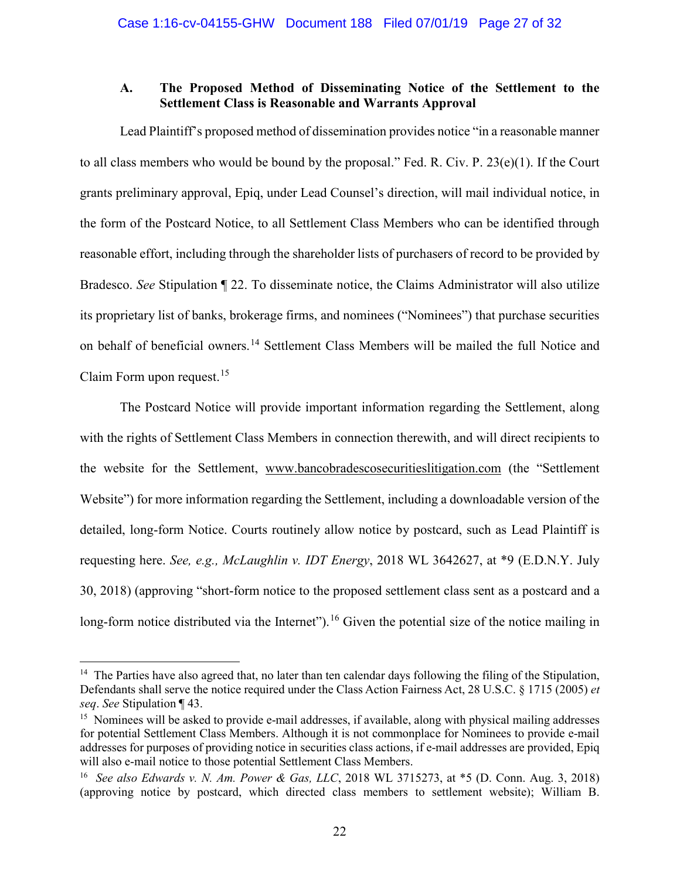### A. The Proposed Method of Disseminating Notice of the Settlement to the Settlement Class is Reasonable and Warrants Approval

Lead Plaintiff's proposed method of dissemination provides notice "in a reasonable manner to all class members who would be bound by the proposal." Fed. R. Civ. P. 23(e)(1). If the Court grants preliminary approval, Epiq, under Lead Counsel's direction, will mail individual notice, in the form of the Postcard Notice, to all Settlement Class Members who can be identified through reasonable effort, including through the shareholder lists of purchasers of record to be provided by Bradesco. *See* Stipulation ¶ 22. To disseminate notice, the Claims Administrator will also utilize its proprietary list of banks, brokerage firms, and nominees ("Nominees") that purchase securities on behalf of beneficial owners.[14] Settlement Class Members will be mailed the full Notice and Claim Form upon request.[15]

The Postcard Notice will provide important information regarding the Settlement, along with the rights of Settlement Class Members in connection therewith, and will direct recipients to the website for the Settlement, <u>www.bancobradescosecuritieslitigation.com</u> (the "Settlement Website") for more information regarding the Settlement, including a downloadable version of the detailed, long-form Notice. Courts routinely allow notice by postcard, such as Lead Plaintiff is requesting here. *See, e.g., McLaughlin v. IDT Energy*, 2018 WL 3642627, at *9 (E.D.N.Y. July 30, 2018) (approving "short-form notice to the proposed settlement class sent as a postcard and a long-form notice distributed via the Internet").[16] Given the potential size of the notice mailing in

---

[14] The Parties have also agreed that, no later than ten calendar days following the filing of the Stipulation, Defendants shall serve the notice required under the Class Action Fairness Act, 28 U.S.C. § 1715 (2005) *et seq*. *See* Stipulation ¶ 43.

[15] Nominees will be asked to provide e-mail addresses, if available, along with physical mailing addresses for potential Settlement Class Members. Although it is not commonplace for Nominees to provide e-mail addresses for purposes of providing notice in securities class actions, if e-mail addresses are provided, Epiq will also e-mail notice to those potential Settlement Class Members.

[16] *See also Edwards v. N. Am. Power & Gas, LLC*, 2018 WL 3715273, at *5 (D. Conn. Aug. 3, 2018) (approving notice by postcard, which directed class members to settlement website); William B.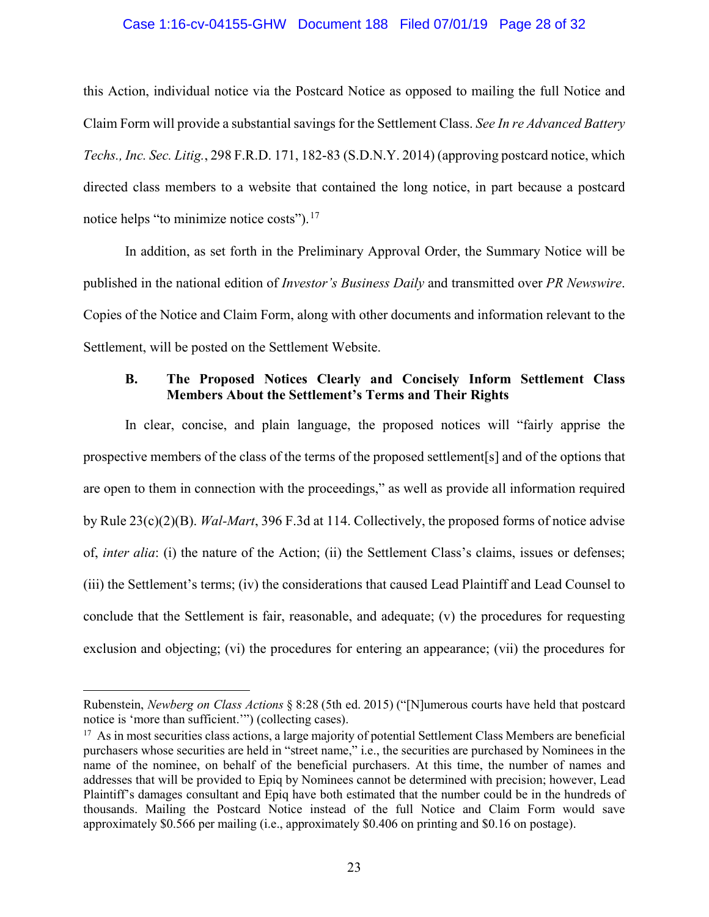this Action, individual notice via the Postcard Notice as opposed to mailing the full Notice and Claim Form will provide a substantial savings for the Settlement Class. *See In re Advanced Battery Techs., Inc. Sec. Litig.*, 298 F.R.D. 171, 182-83 (S.D.N.Y. 2014) (approving postcard notice, which directed class members to a website that contained the long notice, in part because a postcard notice helps "to minimize notice costs").[17]

In addition, as set forth in the Preliminary Approval Order, the Summary Notice will be published in the national edition of *Investor's Business Daily* and transmitted over *PR Newswire*. Copies of the Notice and Claim Form, along with other documents and information relevant to the Settlement, will be posted on the Settlement Website.

### B. The Proposed Notices Clearly and Concisely Inform Settlement Class Members About the Settlement's Terms and Their Rights

In clear, concise, and plain language, the proposed notices will "fairly apprise the prospective members of the class of the terms of the proposed settlement[s] and of the options that are open to them in connection with the proceedings," as well as provide all information required by Rule 23(c)(2)(B). *Wal-Mart*, 396 F.3d at 114. Collectively, the proposed forms of notice advise of, *inter alia*: (i) the nature of the Action; (ii) the Settlement Class's claims, issues or defenses; (iii) the Settlement's terms; (iv) the considerations that caused Lead Plaintiff and Lead Counsel to conclude that the Settlement is fair, reasonable, and adequate; (v) the procedures for requesting exclusion and objecting; (vi) the procedures for entering an appearance; (vii) the procedures for

---

Rubenstein, *Newberg on Class Actions* § 8:28 (5th ed. 2015) ("[N]umerous courts have held that postcard notice is 'more than sufficient.'") (collecting cases).

[17] As in most securities class actions, a large majority of potential Settlement Class Members are beneficial purchasers whose securities are held in "street name," i.e., the securities are purchased by Nominees in the name of the nominee, on behalf of the beneficial purchasers. At this time, the number of names and addresses that will be provided to Epiq by Nominees cannot be determined with precision; however, Lead Plaintiff's damages consultant and Epiq have both estimated that the number could be in the hundreds of thousands. Mailing the Postcard Notice instead of the full Notice and Claim Form would save approximately $0.566 per mailing (i.e., approximately $0.406 on printing and $0.16 on postage).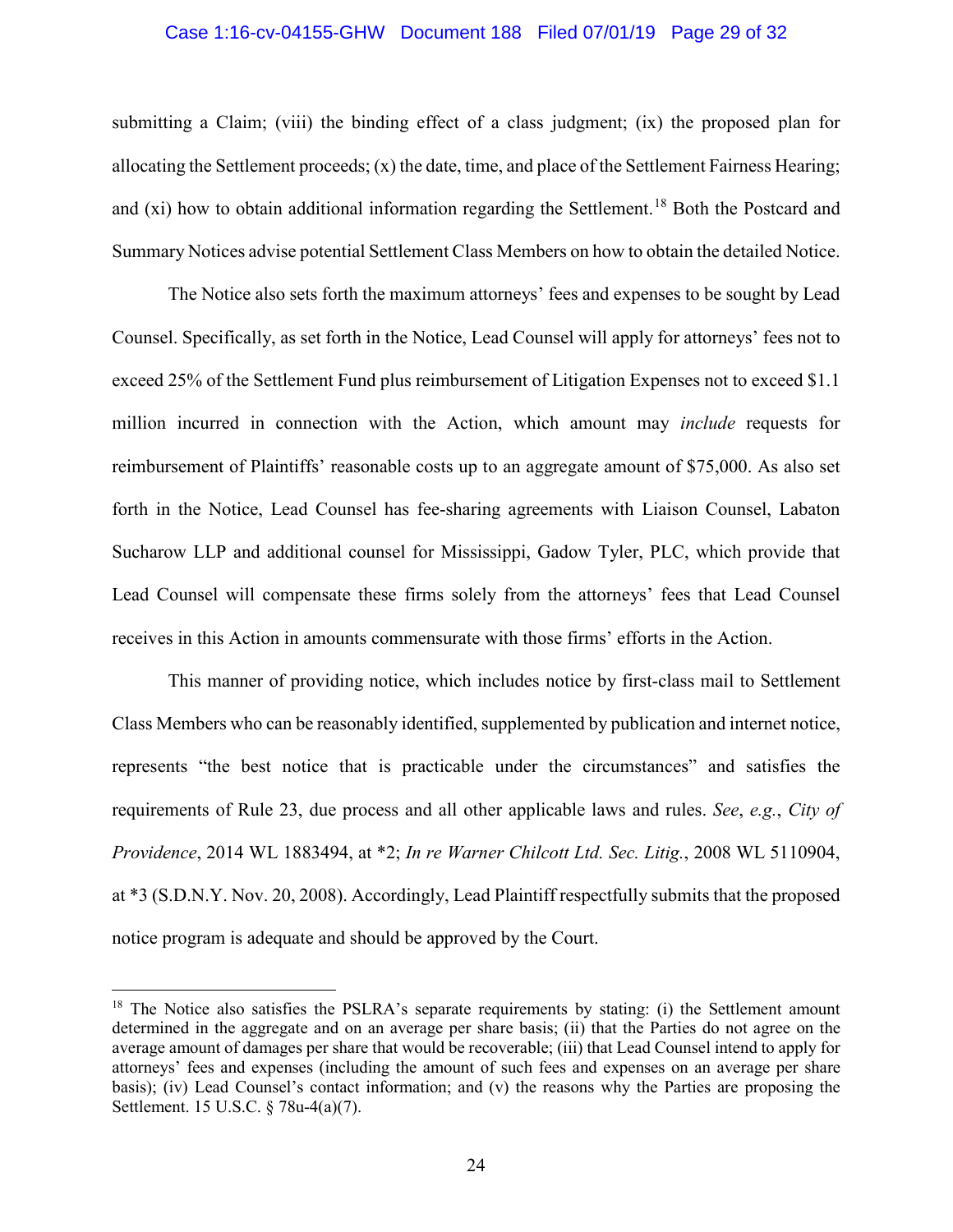submitting a Claim; (viii) the binding effect of a class judgment; (ix) the proposed plan for allocating the Settlement proceeds; (x) the date, time, and place of the Settlement Fairness Hearing; and (xi) how to obtain additional information regarding the Settlement.[18] Both the Postcard and Summary Notices advise potential Settlement Class Members on how to obtain the detailed Notice.

The Notice also sets forth the maximum attorneys' fees and expenses to be sought by Lead Counsel. Specifically, as set forth in the Notice, Lead Counsel will apply for attorneys' fees not to exceed 25% of the Settlement Fund plus reimbursement of Litigation Expenses not to exceed $1.1 million incurred in connection with the Action, which amount may *include* requests for reimbursement of Plaintiffs' reasonable costs up to an aggregate amount of $75,000. As also set forth in the Notice, Lead Counsel has fee-sharing agreements with Liaison Counsel, Labaton Sucharow LLP and additional counsel for Mississippi, Gadow Tyler, PLC, which provide that Lead Counsel will compensate these firms solely from the attorneys' fees that Lead Counsel receives in this Action in amounts commensurate with those firms' efforts in the Action.

This manner of providing notice, which includes notice by first-class mail to Settlement Class Members who can be reasonably identified, supplemented by publication and internet notice, represents "the best notice that is practicable under the circumstances" and satisfies the requirements of Rule 23, due process and all other applicable laws and rules. *See*, *e.g.*, *City of Providence*, 2014 WL 1883494, at *2; *In re Warner Chilcott Ltd. Sec. Litig.*, 2008 WL 5110904, at *3 (S.D.N.Y. Nov. 20, 2008). Accordingly, Lead Plaintiff respectfully submits that the proposed notice program is adequate and should be approved by the Court.

---

[18] The Notice also satisfies the PSLRA's separate requirements by stating: (i) the Settlement amount determined in the aggregate and on an average per share basis; (ii) that the Parties do not agree on the average amount of damages per share that would be recoverable; (iii) that Lead Counsel intend to apply for attorneys' fees and expenses (including the amount of such fees and expenses on an average per share basis); (iv) Lead Counsel's contact information; and (v) the reasons why the Parties are proposing the Settlement. 15 U.S.C. § 78u-4(a)(7).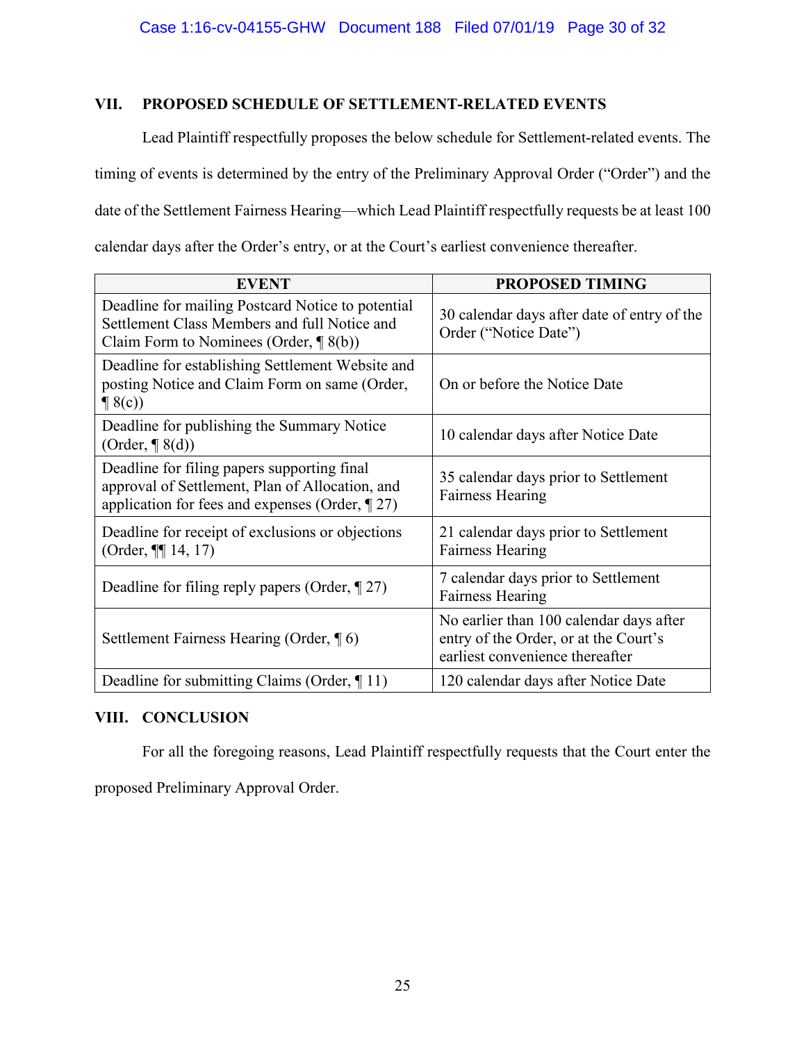## VII. PROPOSED SCHEDULE OF SETTLEMENT-RELATED EVENTS

Lead Plaintiff respectfully proposes the below schedule for Settlement-related events. The timing of events is determined by the entry of the Preliminary Approval Order ("Order") and the date of the Settlement Fairness Hearing—which Lead Plaintiff respectfully requests be at least 100 calendar days after the Order's entry, or at the Court's earliest convenience thereafter.

| EVENT | PROPOSED TIMING |
|---|---|
| Deadline for mailing Postcard Notice to potential Settlement Class Members and full Notice and Claim Form to Nominees (Order, ¶ 8(b)) | 30 calendar days after date of entry of the Order ("Notice Date") |
| Deadline for establishing Settlement Website and posting Notice and Claim Form on same (Order, ¶ 8(c)) | On or before the Notice Date |
| Deadline for publishing the Summary Notice (Order, ¶ 8(d)) | 10 calendar days after Notice Date |
| Deadline for filing papers supporting final approval of Settlement, Plan of Allocation, and application for fees and expenses (Order, ¶ 27) | 35 calendar days prior to Settlement Fairness Hearing |
| Deadline for receipt of exclusions or objections (Order, ¶¶ 14, 17) | 21 calendar days prior to Settlement Fairness Hearing |
| Deadline for filing reply papers (Order, ¶ 27) | 7 calendar days prior to Settlement Fairness Hearing |
| Settlement Fairness Hearing (Order, ¶ 6) | No earlier than 100 calendar days after entry of the Order, or at the Court's earliest convenience thereafter |
| Deadline for submitting Claims (Order, ¶ 11) | 120 calendar days after Notice Date |

## VIII. CONCLUSION

For all the foregoing reasons, Lead Plaintiff respectfully requests that the Court enter the proposed Preliminary Approval Order.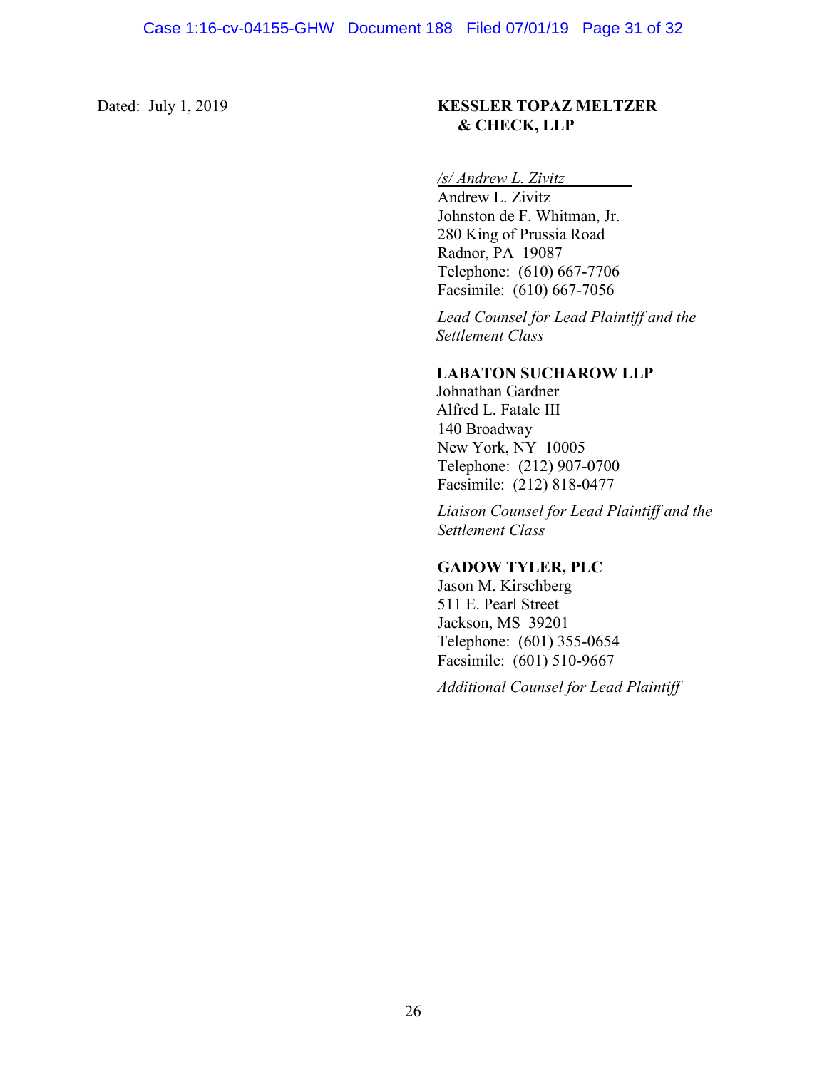Dated: July 1, 2019

**KESSLER TOPAZ MELTZER & CHECK, LLP**

*/s/ Andrew L. Zivitz*
Andrew L. Zivitz
Johnston de F. Whitman, Jr.
280 King of Prussia Road
Radnor, PA 19087
Telephone: (610) 667-7706
Facsimile: (610) 667-7056

*Lead Counsel for Lead Plaintiff and the Settlement Class*

**LABATON SUCHAROW LLP**
Johnathan Gardner
Alfred L. Fatale III
140 Broadway
New York, NY 10005
Telephone: (212) 907-0700
Facsimile: (212) 818-0477

*Liaison Counsel for Lead Plaintiff and the Settlement Class*

**GADOW TYLER, PLC**
Jason M. Kirschberg
511 E. Pearl Street
Jackson, MS 39201
Telephone: (601) 355-0654
Facsimile: (601) 510-9667

*Additional Counsel for Lead Plaintiff*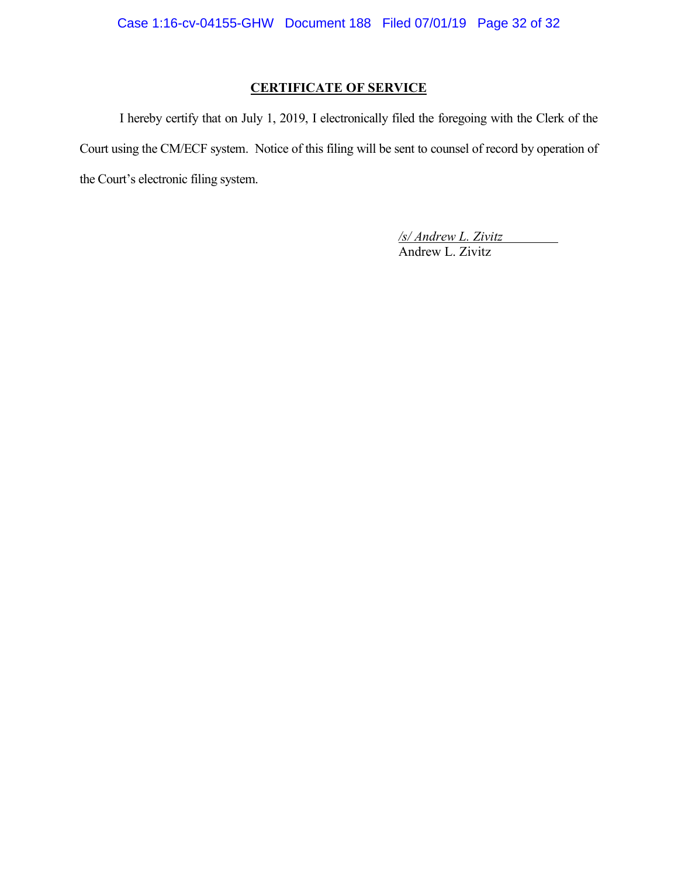**CERTIFICATE OF SERVICE**

I hereby certify that on July 1, 2019, I electronically filed the foregoing with the Clerk of the Court using the CM/ECF system. Notice of this filing will be sent to counsel of record by operation of the Court's electronic filing system.

*/s/ Andrew L. Zivitz*
Andrew L. Zivitz